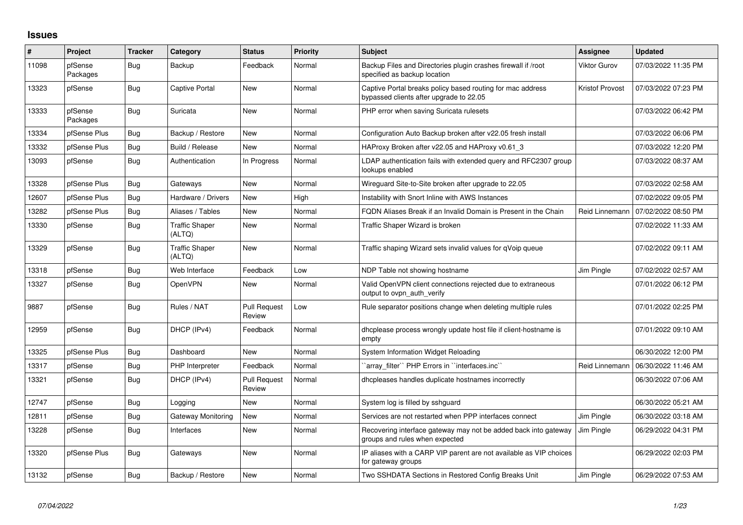## Issues

| # | Project | Tracker | Category | Status | Priority | Subject | Assignee | Updated |
|---|---|---|---|---|---|---|---|---|
| 11098 | pfSense Packages | Bug | Backup | Feedback | Normal | Backup Files and Directories plugin crashes firewall if /root specified as backup location | Viktor Gurov | 07/03/2022 11:35 PM |
| 13323 | pfSense | Bug | Captive Portal | New | Normal | Captive Portal breaks policy based routing for mac address bypassed clients after upgrade to 22.05 | Kristof Provost | 07/03/2022 07:23 PM |
| 13333 | pfSense Packages | Bug | Suricata | New | Normal | PHP error when saving Suricata rulesets | | 07/03/2022 06:42 PM |
| 13334 | pfSense Plus | Bug | Backup / Restore | New | Normal | Configuration Auto Backup broken after v22.05 fresh install | | 07/03/2022 06:06 PM |
| 13332 | pfSense Plus | Bug | Build / Release | New | Normal | HAProxy Broken after v22.05 and HAProxy v0.61_3 | | 07/03/2022 12:20 PM |
| 13093 | pfSense | Bug | Authentication | In Progress | Normal | LDAP authentication fails with extended query and RFC2307 group lookups enabled | | 07/03/2022 08:37 AM |
| 13328 | pfSense Plus | Bug | Gateways | New | Normal | Wireguard Site-to-Site broken after upgrade to 22.05 | | 07/03/2022 02:58 AM |
| 12607 | pfSense Plus | Bug | Hardware / Drivers | New | High | Instability with Snort Inline with AWS Instances | | 07/02/2022 09:05 PM |
| 13282 | pfSense Plus | Bug | Aliases / Tables | New | Normal | FQDN Aliases Break if an Invalid Domain is Present in the Chain | Reid Linnemann | 07/02/2022 08:50 PM |
| 13330 | pfSense | Bug | Traffic Shaper (ALTQ) | New | Normal | Traffic Shaper Wizard is broken | | 07/02/2022 11:33 AM |
| 13329 | pfSense | Bug | Traffic Shaper (ALTQ) | New | Normal | Traffic shaping Wizard sets invalid values for qVoip queue | | 07/02/2022 09:11 AM |
| 13318 | pfSense | Bug | Web Interface | Feedback | Low | NDP Table not showing hostname | Jim Pingle | 07/02/2022 02:57 AM |
| 13327 | pfSense | Bug | OpenVPN | New | Normal | Valid OpenVPN client connections rejected due to extraneous output to ovpn_auth_verify | | 07/01/2022 06:12 PM |
| 9887 | pfSense | Bug | Rules / NAT | Pull Request Review | Low | Rule separator positions change when deleting multiple rules | | 07/01/2022 02:25 PM |
| 12959 | pfSense | Bug | DHCP (IPv4) | Feedback | Normal | dhcplease process wrongly update host file if client-hostname is empty | | 07/01/2022 09:10 AM |
| 13325 | pfSense Plus | Bug | Dashboard | New | Normal | System Information Widget Reloading | | 06/30/2022 12:00 PM |
| 13317 | pfSense | Bug | PHP Interpreter | Feedback | Normal | ``array_filter`` PHP Errors in ``interfaces.inc`` | Reid Linnemann | 06/30/2022 11:46 AM |
| 13321 | pfSense | Bug | DHCP (IPv4) | Pull Request Review | Normal | dhcpleases handles duplicate hostnames incorrectly | | 06/30/2022 07:06 AM |
| 12747 | pfSense | Bug | Logging | New | Normal | System log is filled by sshguard | | 06/30/2022 05:21 AM |
| 12811 | pfSense | Bug | Gateway Monitoring | New | Normal | Services are not restarted when PPP interfaces connect | Jim Pingle | 06/30/2022 03:18 AM |
| 13228 | pfSense | Bug | Interfaces | New | Normal | Recovering interface gateway may not be added back into gateway groups and rules when expected | Jim Pingle | 06/29/2022 04:31 PM |
| 13320 | pfSense Plus | Bug | Gateways | New | Normal | IP aliases with a CARP VIP parent are not available as VIP choices for gateway groups | | 06/29/2022 02:03 PM |
| 13132 | pfSense | Bug | Backup / Restore | New | Normal | Two SSHDATA Sections in Restored Config Breaks Unit | Jim Pingle | 06/29/2022 07:53 AM |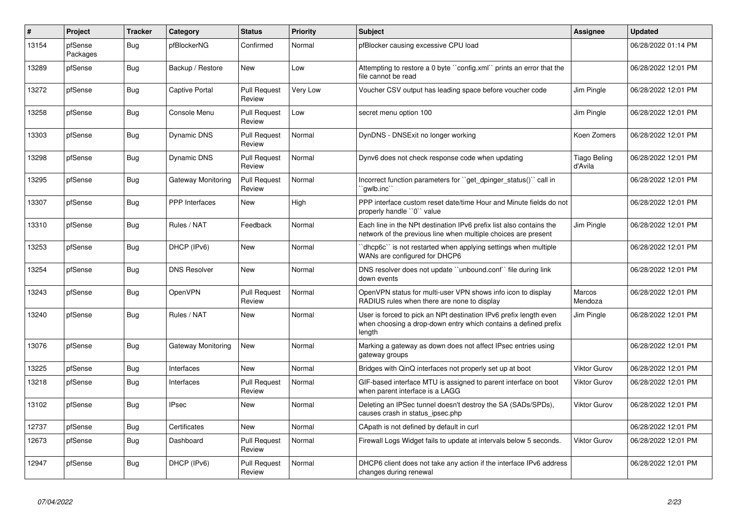| # | Project | Tracker | Category | Status | Priority | Subject | Assignee | Updated |
|---|---|---|---|---|---|---|---|---|
| 13154 | pfSense Packages | Bug | pfBlockerNG | Confirmed | Normal | pfBlocker causing excessive CPU load | | 06/28/2022 01:14 PM |
| 13289 | pfSense | Bug | Backup / Restore | New | Low | Attempting to restore a 0 byte ``config.xml`` prints an error that the file cannot be read | | 06/28/2022 12:01 PM |
| 13272 | pfSense | Bug | Captive Portal | Pull Request Review | Very Low | Voucher CSV output has leading space before voucher code | Jim Pingle | 06/28/2022 12:01 PM |
| 13258 | pfSense | Bug | Console Menu | Pull Request Review | Low | secret menu option 100 | Jim Pingle | 06/28/2022 12:01 PM |
| 13303 | pfSense | Bug | Dynamic DNS | Pull Request Review | Normal | DynDNS - DNSExit no longer working | Koen Zomers | 06/28/2022 12:01 PM |
| 13298 | pfSense | Bug | Dynamic DNS | Pull Request Review | Normal | Dynv6 does not check response code when updating | Tiago Beling d'Avila | 06/28/2022 12:01 PM |
| 13295 | pfSense | Bug | Gateway Monitoring | Pull Request Review | Normal | Incorrect function parameters for ``get_dpinger_status()`` call in ``gwlb.inc`` | | 06/28/2022 12:01 PM |
| 13307 | pfSense | Bug | PPP Interfaces | New | High | PPP interface custom reset date/time Hour and Minute fields do not properly handle ``0`` value | | 06/28/2022 12:01 PM |
| 13310 | pfSense | Bug | Rules / NAT | Feedback | Normal | Each line in the NPt destination IPv6 prefix list also contains the network of the previous line when multiple choices are present | Jim Pingle | 06/28/2022 12:01 PM |
| 13253 | pfSense | Bug | DHCP (IPv6) | New | Normal | ``dhcp6c`` is not restarted when applying settings when multiple WANs are configured for DHCP6 | | 06/28/2022 12:01 PM |
| 13254 | pfSense | Bug | DNS Resolver | New | Normal | DNS resolver does not update ``unbound.conf`` file during link down events | | 06/28/2022 12:01 PM |
| 13243 | pfSense | Bug | OpenVPN | Pull Request Review | Normal | OpenVPN status for multi-user VPN shows info icon to display RADIUS rules when there are none to display | Marcos Mendoza | 06/28/2022 12:01 PM |
| 13240 | pfSense | Bug | Rules / NAT | New | Normal | User is forced to pick an NPt destination IPv6 prefix length even when choosing a drop-down entry which contains a defined prefix length | Jim Pingle | 06/28/2022 12:01 PM |
| 13076 | pfSense | Bug | Gateway Monitoring | New | Normal | Marking a gateway as down does not affect IPsec entries using gateway groups | | 06/28/2022 12:01 PM |
| 13225 | pfSense | Bug | Interfaces | New | Normal | Bridges with QinQ interfaces not properly set up at boot | Viktor Gurov | 06/28/2022 12:01 PM |
| 13218 | pfSense | Bug | Interfaces | Pull Request Review | Normal | GIF-based interface MTU is assigned to parent interface on boot when parent interface is a LAGG | Viktor Gurov | 06/28/2022 12:01 PM |
| 13102 | pfSense | Bug | IPsec | New | Normal | Deleting an IPSec tunnel doesn't destroy the SA (SADs/SPDs), causes crash in status_ipsec.php | Viktor Gurov | 06/28/2022 12:01 PM |
| 12737 | pfSense | Bug | Certificates | New | Normal | CApath is not defined by default in curl | | 06/28/2022 12:01 PM |
| 12673 | pfSense | Bug | Dashboard | Pull Request Review | Normal | Firewall Logs Widget fails to update at intervals below 5 seconds. | Viktor Gurov | 06/28/2022 12:01 PM |
| 12947 | pfSense | Bug | DHCP (IPv6) | Pull Request Review | Normal | DHCP6 client does not take any action if the interface IPv6 address changes during renewal | | 06/28/2022 12:01 PM |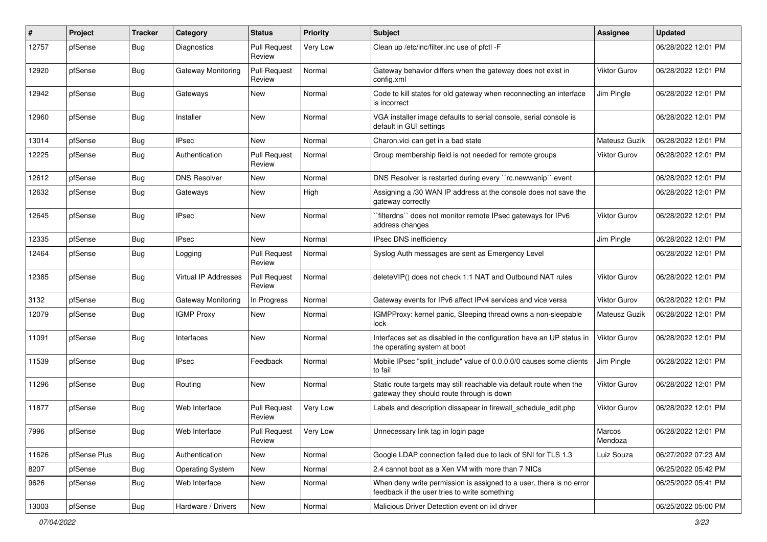| # | Project | Tracker | Category | Status | Priority | Subject | Assignee | Updated |
|---|---|---|---|---|---|---|---|---|
| 12757 | pfSense | Bug | Diagnostics | Pull Request Review | Very Low | Clean up /etc/inc/filter.inc use of pfctl -F | | 06/28/2022 12:01 PM |
| 12920 | pfSense | Bug | Gateway Monitoring | Pull Request Review | Normal | Gateway behavior differs when the gateway does not exist in config.xml | Viktor Gurov | 06/28/2022 12:01 PM |
| 12942 | pfSense | Bug | Gateways | New | Normal | Code to kill states for old gateway when reconnecting an interface is incorrect | Jim Pingle | 06/28/2022 12:01 PM |
| 12960 | pfSense | Bug | Installer | New | Normal | VGA installer image defaults to serial console, serial console is default in GUI settings | | 06/28/2022 12:01 PM |
| 13014 | pfSense | Bug | IPsec | New | Normal | Charon.vici can get in a bad state | Mateusz Guzik | 06/28/2022 12:01 PM |
| 12225 | pfSense | Bug | Authentication | Pull Request Review | Normal | Group membership field is not needed for remote groups | Viktor Gurov | 06/28/2022 12:01 PM |
| 12612 | pfSense | Bug | DNS Resolver | New | Normal | DNS Resolver is restarted during every ``rc.newwanip`` event | | 06/28/2022 12:01 PM |
| 12632 | pfSense | Bug | Gateways | New | High | Assigning a /30 WAN IP address at the console does not save the gateway correctly | | 06/28/2022 12:01 PM |
| 12645 | pfSense | Bug | IPsec | New | Normal | ``filterdns`` does not monitor remote IPsec gateways for IPv6 address changes | Viktor Gurov | 06/28/2022 12:01 PM |
| 12335 | pfSense | Bug | IPsec | New | Normal | IPsec DNS inefficiency | Jim Pingle | 06/28/2022 12:01 PM |
| 12464 | pfSense | Bug | Logging | Pull Request Review | Normal | Syslog Auth messages are sent as Emergency Level | | 06/28/2022 12:01 PM |
| 12385 | pfSense | Bug | Virtual IP Addresses | Pull Request Review | Normal | deleteVIP() does not check 1:1 NAT and Outbound NAT rules | Viktor Gurov | 06/28/2022 12:01 PM |
| 3132 | pfSense | Bug | Gateway Monitoring | In Progress | Normal | Gateway events for IPv6 affect IPv4 services and vice versa | Viktor Gurov | 06/28/2022 12:01 PM |
| 12079 | pfSense | Bug | IGMP Proxy | New | Normal | IGMPProxy: kernel panic, Sleeping thread owns a non-sleepable lock | Mateusz Guzik | 06/28/2022 12:01 PM |
| 11091 | pfSense | Bug | Interfaces | New | Normal | Interfaces set as disabled in the configuration have an UP status in the operating system at boot | Viktor Gurov | 06/28/2022 12:01 PM |
| 11539 | pfSense | Bug | IPsec | Feedback | Normal | Mobile IPsec "split_include" value of 0.0.0.0/0 causes some clients to fail | Jim Pingle | 06/28/2022 12:01 PM |
| 11296 | pfSense | Bug | Routing | New | Normal | Static route targets may still reachable via default route when the gateway they should route through is down | Viktor Gurov | 06/28/2022 12:01 PM |
| 11877 | pfSense | Bug | Web Interface | Pull Request Review | Very Low | Labels and description dissapear in firewall_schedule_edit.php | Viktor Gurov | 06/28/2022 12:01 PM |
| 7996 | pfSense | Bug | Web Interface | Pull Request Review | Very Low | Unnecessary link tag in login page | Marcos Mendoza | 06/28/2022 12:01 PM |
| 11626 | pfSense Plus | Bug | Authentication | New | Normal | Google LDAP connection failed due to lack of SNI for TLS 1.3 | Luiz Souza | 06/27/2022 07:23 AM |
| 8207 | pfSense | Bug | Operating System | New | Normal | 2.4 cannot boot as a Xen VM with more than 7 NICs | | 06/25/2022 05:42 PM |
| 9626 | pfSense | Bug | Web Interface | New | Normal | When deny write permission is assigned to a user, there is no error feedback if the user tries to write something | | 06/25/2022 05:41 PM |
| 13003 | pfSense | Bug | Hardware / Drivers | New | Normal | Malicious Driver Detection event on ixl driver | | 06/25/2022 05:00 PM |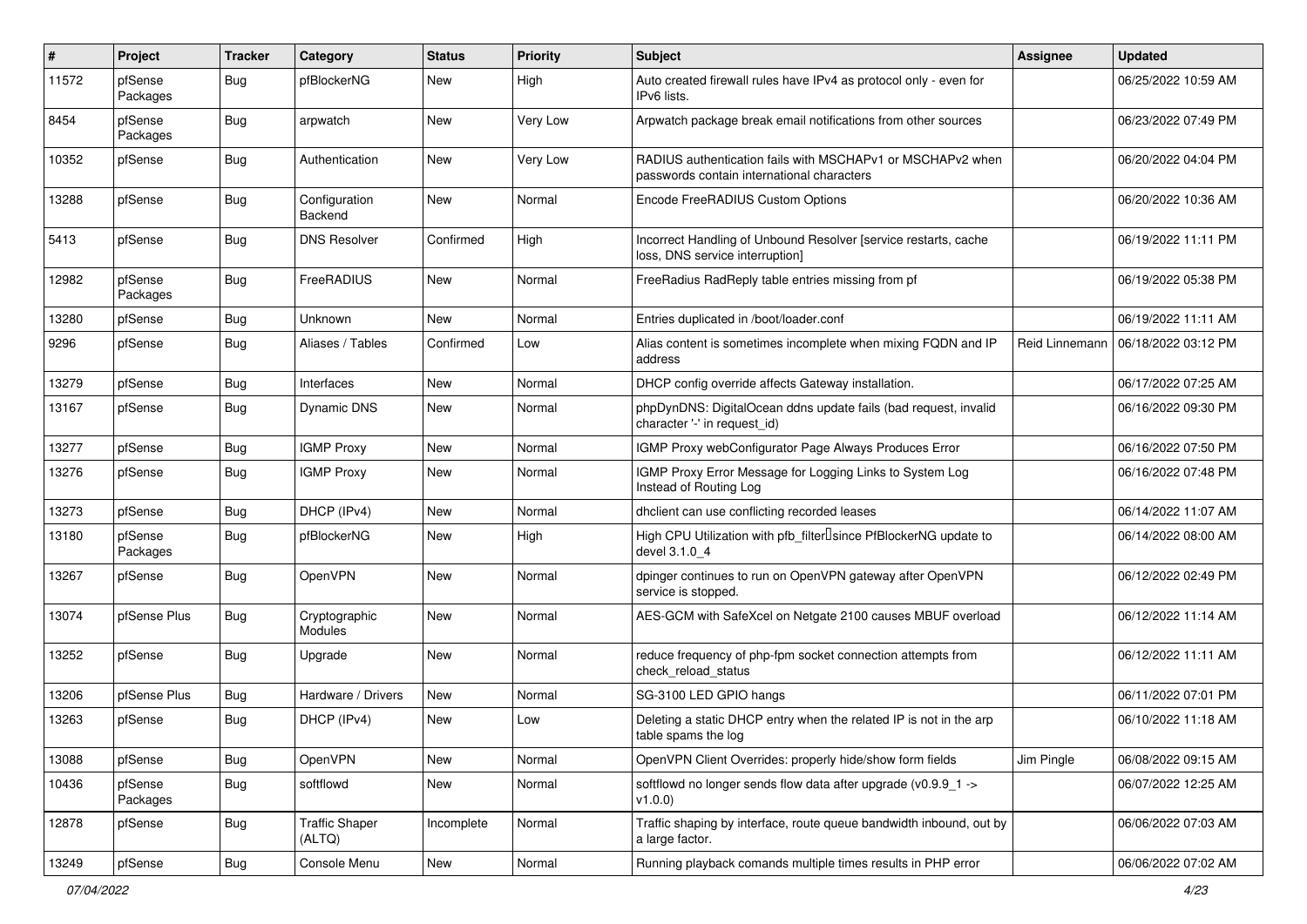| # | Project | Tracker | Category | Status | Priority | Subject | Assignee | Updated |
|---|---|---|---|---|---|---|---|---|
| 11572 | pfSense Packages | Bug | pfBlockerNG | New | High | Auto created firewall rules have IPv4 as protocol only - even for IPv6 lists. | | 06/25/2022 10:59 AM |
| 8454 | pfSense Packages | Bug | arpwatch | New | Very Low | Arpwatch package break email notifications from other sources | | 06/23/2022 07:49 PM |
| 10352 | pfSense | Bug | Authentication | New | Very Low | RADIUS authentication fails with MSCHAPv1 or MSCHAPv2 when passwords contain international characters | | 06/20/2022 04:04 PM |
| 13288 | pfSense | Bug | Configuration Backend | New | Normal | Encode FreeRADIUS Custom Options | | 06/20/2022 10:36 AM |
| 5413 | pfSense | Bug | DNS Resolver | Confirmed | High | Incorrect Handling of Unbound Resolver [service restarts, cache loss, DNS service interruption] | | 06/19/2022 11:11 PM |
| 12982 | pfSense Packages | Bug | FreeRADIUS | New | Normal | FreeRadius RadReply table entries missing from pf | | 06/19/2022 05:38 PM |
| 13280 | pfSense | Bug | Unknown | New | Normal | Entries duplicated in /boot/loader.conf | | 06/19/2022 11:11 AM |
| 9296 | pfSense | Bug | Aliases / Tables | Confirmed | Low | Alias content is sometimes incomplete when mixing FQDN and IP address | Reid Linnemann | 06/18/2022 03:12 PM |
| 13279 | pfSense | Bug | Interfaces | New | Normal | DHCP config override affects Gateway installation. | | 06/17/2022 07:25 AM |
| 13167 | pfSense | Bug | Dynamic DNS | New | Normal | phpDynDNS: DigitalOcean ddns update fails (bad request, invalid character '-' in request_id) | | 06/16/2022 09:30 PM |
| 13277 | pfSense | Bug | IGMP Proxy | New | Normal | IGMP Proxy webConfigurator Page Always Produces Error | | 06/16/2022 07:50 PM |
| 13276 | pfSense | Bug | IGMP Proxy | New | Normal | IGMP Proxy Error Message for Logging Links to System Log Instead of Routing Log | | 06/16/2022 07:48 PM |
| 13273 | pfSense | Bug | DHCP (IPv4) | New | Normal | dhclient can use conflicting recorded leases | | 06/14/2022 11:07 AM |
| 13180 | pfSense Packages | Bug | pfBlockerNG | New | High | High CPU Utilization with pfb_filter since PfBlockerNG update to devel 3.1.0_4 | | 06/14/2022 08:00 AM |
| 13267 | pfSense | Bug | OpenVPN | New | Normal | dpinger continues to run on OpenVPN gateway after OpenVPN service is stopped. | | 06/12/2022 02:49 PM |
| 13074 | pfSense Plus | Bug | Cryptographic Modules | New | Normal | AES-GCM with SafeXcel on Netgate 2100 causes MBUF overload | | 06/12/2022 11:14 AM |
| 13252 | pfSense | Bug | Upgrade | New | Normal | reduce frequency of php-fpm socket connection attempts from check_reload_status | | 06/12/2022 11:11 AM |
| 13206 | pfSense Plus | Bug | Hardware / Drivers | New | Normal | SG-3100 LED GPIO hangs | | 06/11/2022 07:01 PM |
| 13263 | pfSense | Bug | DHCP (IPv4) | New | Low | Deleting a static DHCP entry when the related IP is not in the arp table spams the log | | 06/10/2022 11:18 AM |
| 13088 | pfSense | Bug | OpenVPN | New | Normal | OpenVPN Client Overrides: properly hide/show form fields | Jim Pingle | 06/08/2022 09:15 AM |
| 10436 | pfSense Packages | Bug | softflowd | New | Normal | softflowd no longer sends flow data after upgrade (v0.9.9_1 -> v1.0.0) | | 06/07/2022 12:25 AM |
| 12878 | pfSense | Bug | Traffic Shaper (ALTQ) | Incomplete | Normal | Traffic shaping by interface, route queue bandwidth inbound, out by a large factor. | | 06/06/2022 07:03 AM |
| 13249 | pfSense | Bug | Console Menu | New | Normal | Running playback comands multiple times results in PHP error | | 06/06/2022 07:02 AM |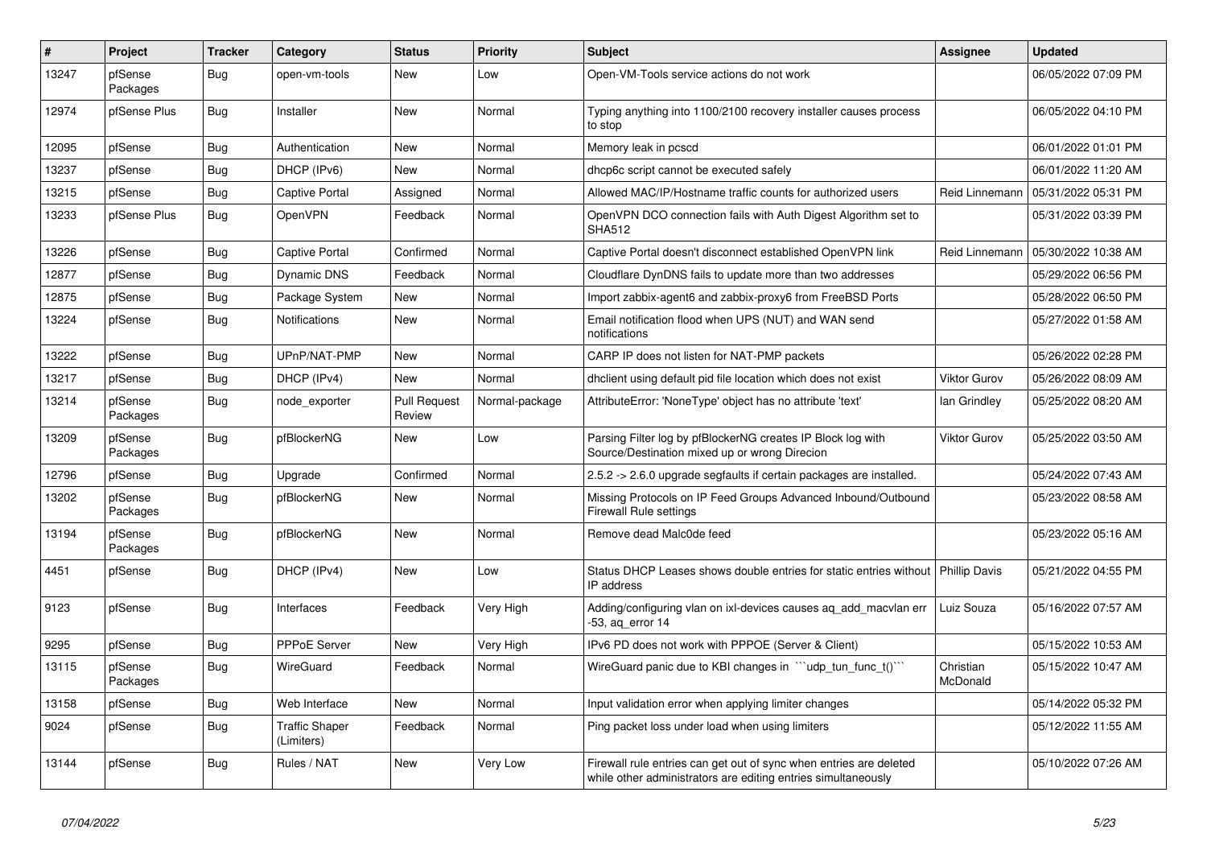| # | Project | Tracker | Category | Status | Priority | Subject | Assignee | Updated |
|---|---|---|---|---|---|---|---|---|
| 13247 | pfSense Packages | Bug | open-vm-tools | New | Low | Open-VM-Tools service actions do not work | | 06/05/2022 07:09 PM |
| 12974 | pfSense Plus | Bug | Installer | New | Normal | Typing anything into 1100/2100 recovery installer causes process to stop | | 06/05/2022 04:10 PM |
| 12095 | pfSense | Bug | Authentication | New | Normal | Memory leak in pcscd | | 06/01/2022 01:01 PM |
| 13237 | pfSense | Bug | DHCP (IPv6) | New | Normal | dhcp6c script cannot be executed safely | | 06/01/2022 11:20 AM |
| 13215 | pfSense | Bug | Captive Portal | Assigned | Normal | Allowed MAC/IP/Hostname traffic counts for authorized users | Reid Linnemann | 05/31/2022 05:31 PM |
| 13233 | pfSense Plus | Bug | OpenVPN | Feedback | Normal | OpenVPN DCO connection fails with Auth Digest Algorithm set to SHA512 | | 05/31/2022 03:39 PM |
| 13226 | pfSense | Bug | Captive Portal | Confirmed | Normal | Captive Portal doesn't disconnect established OpenVPN link | Reid Linnemann | 05/30/2022 10:38 AM |
| 12877 | pfSense | Bug | Dynamic DNS | Feedback | Normal | Cloudflare DynDNS fails to update more than two addresses | | 05/29/2022 06:56 PM |
| 12875 | pfSense | Bug | Package System | New | Normal | Import zabbix-agent6 and zabbix-proxy6 from FreeBSD Ports | | 05/28/2022 06:50 PM |
| 13224 | pfSense | Bug | Notifications | New | Normal | Email notification flood when UPS (NUT) and WAN send notifications | | 05/27/2022 01:58 AM |
| 13222 | pfSense | Bug | UPnP/NAT-PMP | New | Normal | CARP IP does not listen for NAT-PMP packets | | 05/26/2022 02:28 PM |
| 13217 | pfSense | Bug | DHCP (IPv4) | New | Normal | dhclient using default pid file location which does not exist | Viktor Gurov | 05/26/2022 08:09 AM |
| 13214 | pfSense Packages | Bug | node_exporter | Pull Request Review | Normal-package | AttributeError: 'NoneType' object has no attribute 'text' | Ian Grindley | 05/25/2022 08:20 AM |
| 13209 | pfSense Packages | Bug | pfBlockerNG | New | Low | Parsing Filter log by pfBlockerNG creates IP Block log with Source/Destination mixed up or wrong Direcion | Viktor Gurov | 05/25/2022 03:50 AM |
| 12796 | pfSense | Bug | Upgrade | Confirmed | Normal | 2.5.2 -> 2.6.0 upgrade segfaults if certain packages are installed. | | 05/24/2022 07:43 AM |
| 13202 | pfSense Packages | Bug | pfBlockerNG | New | Normal | Missing Protocols on IP Feed Groups Advanced Inbound/Outbound Firewall Rule settings | | 05/23/2022 08:58 AM |
| 13194 | pfSense Packages | Bug | pfBlockerNG | New | Normal | Remove dead Malc0de feed | | 05/23/2022 05:16 AM |
| 4451 | pfSense | Bug | DHCP (IPv4) | New | Low | Status DHCP Leases shows double entries for static entries without IP address | Phillip Davis | 05/21/2022 04:55 PM |
| 9123 | pfSense | Bug | Interfaces | Feedback | Very High | Adding/configuring vlan on ixl-devices causes aq_add_macvlan err -53, aq_error 14 | Luiz Souza | 05/16/2022 07:57 AM |
| 9295 | pfSense | Bug | PPPoE Server | New | Very High | IPv6 PD does not work with PPPOE (Server & Client) | | 05/15/2022 10:53 AM |
| 13115 | pfSense Packages | Bug | WireGuard | Feedback | Normal | WireGuard panic due to KBI changes in ```udp_tun_func_t()``` | Christian McDonald | 05/15/2022 10:47 AM |
| 13158 | pfSense | Bug | Web Interface | New | Normal | Input validation error when applying limiter changes | | 05/14/2022 05:32 PM |
| 9024 | pfSense | Bug | Traffic Shaper (Limiters) | Feedback | Normal | Ping packet loss under load when using limiters | | 05/12/2022 11:55 AM |
| 13144 | pfSense | Bug | Rules / NAT | New | Very Low | Firewall rule entries can get out of sync when entries are deleted while other administrators are editing entries simultaneously | | 05/10/2022 07:26 AM |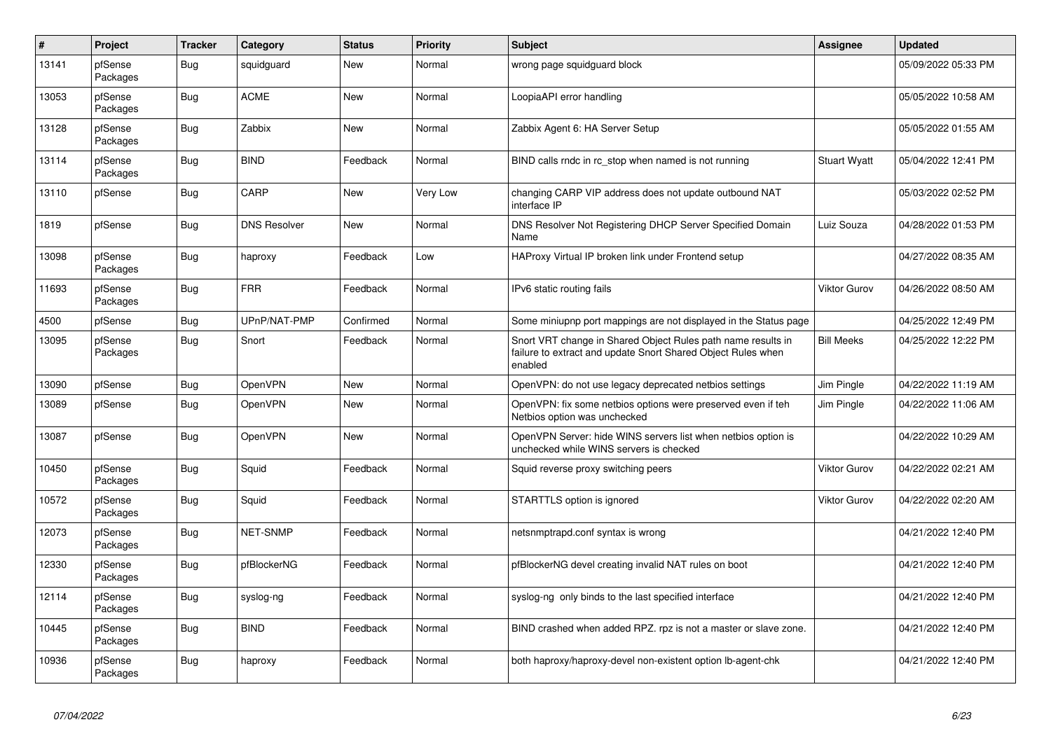| # | Project | Tracker | Category | Status | Priority | Subject | Assignee | Updated |
|---|---|---|---|---|---|---|---|---|
| 13141 | pfSense Packages | Bug | squidguard | New | Normal | wrong page squidguard block | | 05/09/2022 05:33 PM |
| 13053 | pfSense Packages | Bug | ACME | New | Normal | LoopiaAPI error handling | | 05/05/2022 10:58 AM |
| 13128 | pfSense Packages | Bug | Zabbix | New | Normal | Zabbix Agent 6: HA Server Setup | | 05/05/2022 01:55 AM |
| 13114 | pfSense Packages | Bug | BIND | Feedback | Normal | BIND calls rndc in rc_stop when named is not running | Stuart Wyatt | 05/04/2022 12:41 PM |
| 13110 | pfSense | Bug | CARP | New | Very Low | changing CARP VIP address does not update outbound NAT interface IP | | 05/03/2022 02:52 PM |
| 1819 | pfSense | Bug | DNS Resolver | New | Normal | DNS Resolver Not Registering DHCP Server Specified Domain Name | Luiz Souza | 04/28/2022 01:53 PM |
| 13098 | pfSense Packages | Bug | haproxy | Feedback | Low | HAProxy Virtual IP broken link under Frontend setup | | 04/27/2022 08:35 AM |
| 11693 | pfSense Packages | Bug | FRR | Feedback | Normal | IPv6 static routing fails | Viktor Gurov | 04/26/2022 08:50 AM |
| 4500 | pfSense | Bug | UPnP/NAT-PMP | Confirmed | Normal | Some miniupnp port mappings are not displayed in the Status page | | 04/25/2022 12:49 PM |
| 13095 | pfSense Packages | Bug | Snort | Feedback | Normal | Snort VRT change in Shared Object Rules path name results in failure to extract and update Snort Shared Object Rules when enabled | Bill Meeks | 04/25/2022 12:22 PM |
| 13090 | pfSense | Bug | OpenVPN | New | Normal | OpenVPN: do not use legacy deprecated netbios settings | Jim Pingle | 04/22/2022 11:19 AM |
| 13089 | pfSense | Bug | OpenVPN | New | Normal | OpenVPN: fix some netbios options were preserved even if teh Netbios option was unchecked | Jim Pingle | 04/22/2022 11:06 AM |
| 13087 | pfSense | Bug | OpenVPN | New | Normal | OpenVPN Server: hide WINS servers list when netbios option is unchecked while WINS servers is checked | | 04/22/2022 10:29 AM |
| 10450 | pfSense Packages | Bug | Squid | Feedback | Normal | Squid reverse proxy switching peers | Viktor Gurov | 04/22/2022 02:21 AM |
| 10572 | pfSense Packages | Bug | Squid | Feedback | Normal | STARTTLS option is ignored | Viktor Gurov | 04/22/2022 02:20 AM |
| 12073 | pfSense Packages | Bug | NET-SNMP | Feedback | Normal | netsnmptrapd.conf syntax is wrong | | 04/21/2022 12:40 PM |
| 12330 | pfSense Packages | Bug | pfBlockerNG | Feedback | Normal | pfBlockerNG devel creating invalid NAT rules on boot | | 04/21/2022 12:40 PM |
| 12114 | pfSense Packages | Bug | syslog-ng | Feedback | Normal | syslog-ng only binds to the last specified interface | | 04/21/2022 12:40 PM |
| 10445 | pfSense Packages | Bug | BIND | Feedback | Normal | BIND crashed when added RPZ. rpz is not a master or slave zone. | | 04/21/2022 12:40 PM |
| 10936 | pfSense Packages | Bug | haproxy | Feedback | Normal | both haproxy/haproxy-devel non-existent option lb-agent-chk | | 04/21/2022 12:40 PM |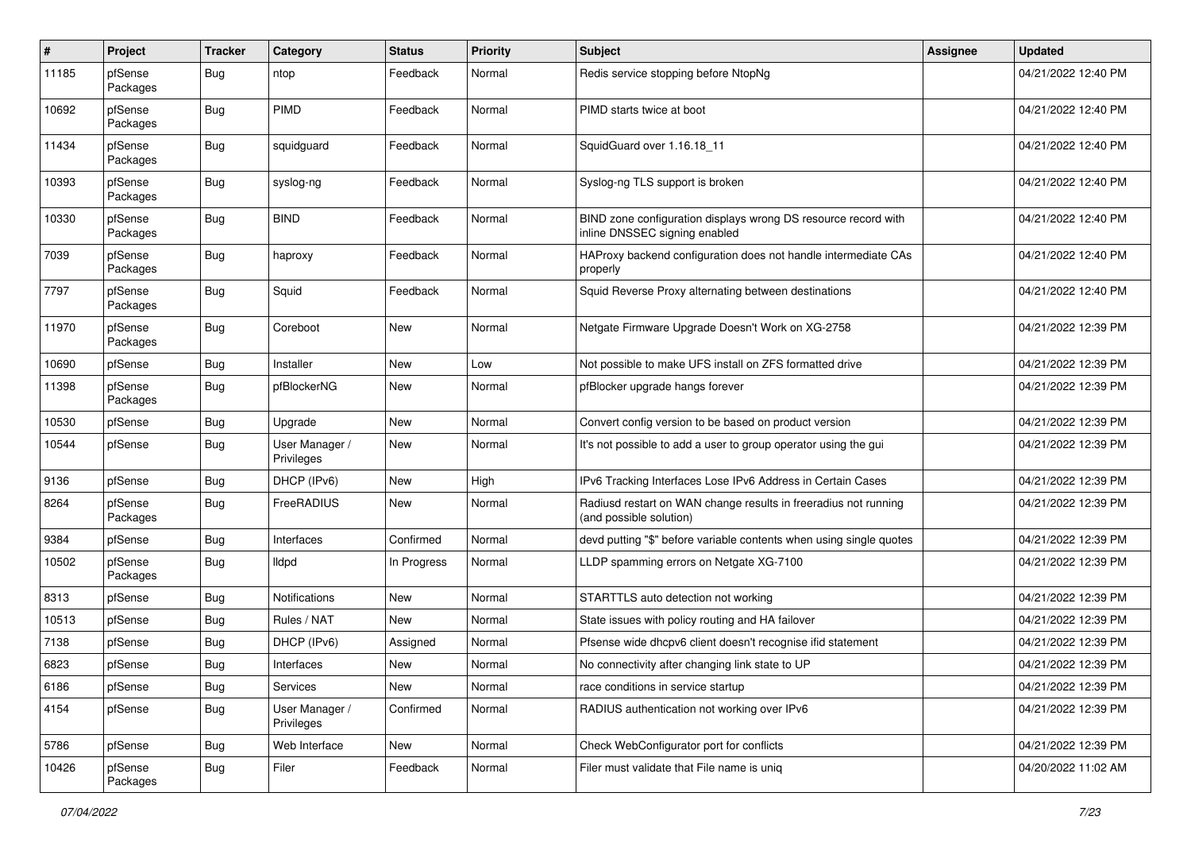| # | Project | Tracker | Category | Status | Priority | Subject | Assignee | Updated |
|---|---|---|---|---|---|---|---|---|
| 11185 | pfSense Packages | Bug | ntop | Feedback | Normal | Redis service stopping before NtopNg | | 04/21/2022 12:40 PM |
| 10692 | pfSense Packages | Bug | PIMD | Feedback | Normal | PIMD starts twice at boot | | 04/21/2022 12:40 PM |
| 11434 | pfSense Packages | Bug | squidguard | Feedback | Normal | SquidGuard over 1.16.18_11 | | 04/21/2022 12:40 PM |
| 10393 | pfSense Packages | Bug | syslog-ng | Feedback | Normal | Syslog-ng TLS support is broken | | 04/21/2022 12:40 PM |
| 10330 | pfSense Packages | Bug | BIND | Feedback | Normal | BIND zone configuration displays wrong DS resource record with inline DNSSEC signing enabled | | 04/21/2022 12:40 PM |
| 7039 | pfSense Packages | Bug | haproxy | Feedback | Normal | HAProxy backend configuration does not handle intermediate CAs properly | | 04/21/2022 12:40 PM |
| 7797 | pfSense Packages | Bug | Squid | Feedback | Normal | Squid Reverse Proxy alternating between destinations | | 04/21/2022 12:40 PM |
| 11970 | pfSense Packages | Bug | Coreboot | New | Normal | Netgate Firmware Upgrade Doesn't Work on XG-2758 | | 04/21/2022 12:39 PM |
| 10690 | pfSense | Bug | Installer | New | Low | Not possible to make UFS install on ZFS formatted drive | | 04/21/2022 12:39 PM |
| 11398 | pfSense Packages | Bug | pfBlockerNG | New | Normal | pfBlocker upgrade hangs forever | | 04/21/2022 12:39 PM |
| 10530 | pfSense | Bug | Upgrade | New | Normal | Convert config version to be based on product version | | 04/21/2022 12:39 PM |
| 10544 | pfSense | Bug | User Manager / Privileges | New | Normal | It's not possible to add a user to group operator using the gui | | 04/21/2022 12:39 PM |
| 9136 | pfSense | Bug | DHCP (IPv6) | New | High | IPv6 Tracking Interfaces Lose IPv6 Address in Certain Cases | | 04/21/2022 12:39 PM |
| 8264 | pfSense Packages | Bug | FreeRADIUS | New | Normal | Radiusd restart on WAN change results in freeradius not running (and possible solution) | | 04/21/2022 12:39 PM |
| 9384 | pfSense | Bug | Interfaces | Confirmed | Normal | devd putting "$" before variable contents when using single quotes | | 04/21/2022 12:39 PM |
| 10502 | pfSense Packages | Bug | lldpd | In Progress | Normal | LLDP spamming errors on Netgate XG-7100 | | 04/21/2022 12:39 PM |
| 8313 | pfSense | Bug | Notifications | New | Normal | STARTTLS auto detection not working | | 04/21/2022 12:39 PM |
| 10513 | pfSense | Bug | Rules / NAT | New | Normal | State issues with policy routing and HA failover | | 04/21/2022 12:39 PM |
| 7138 | pfSense | Bug | DHCP (IPv6) | Assigned | Normal | Pfsense wide dhcpv6 client doesn't recognise ifid statement | | 04/21/2022 12:39 PM |
| 6823 | pfSense | Bug | Interfaces | New | Normal | No connectivity after changing link state to UP | | 04/21/2022 12:39 PM |
| 6186 | pfSense | Bug | Services | New | Normal | race conditions in service startup | | 04/21/2022 12:39 PM |
| 4154 | pfSense | Bug | User Manager / Privileges | Confirmed | Normal | RADIUS authentication not working over IPv6 | | 04/21/2022 12:39 PM |
| 5786 | pfSense | Bug | Web Interface | New | Normal | Check WebConfigurator port for conflicts | | 04/21/2022 12:39 PM |
| 10426 | pfSense Packages | Bug | Filer | Feedback | Normal | Filer must validate that File name is uniq | | 04/20/2022 11:02 AM |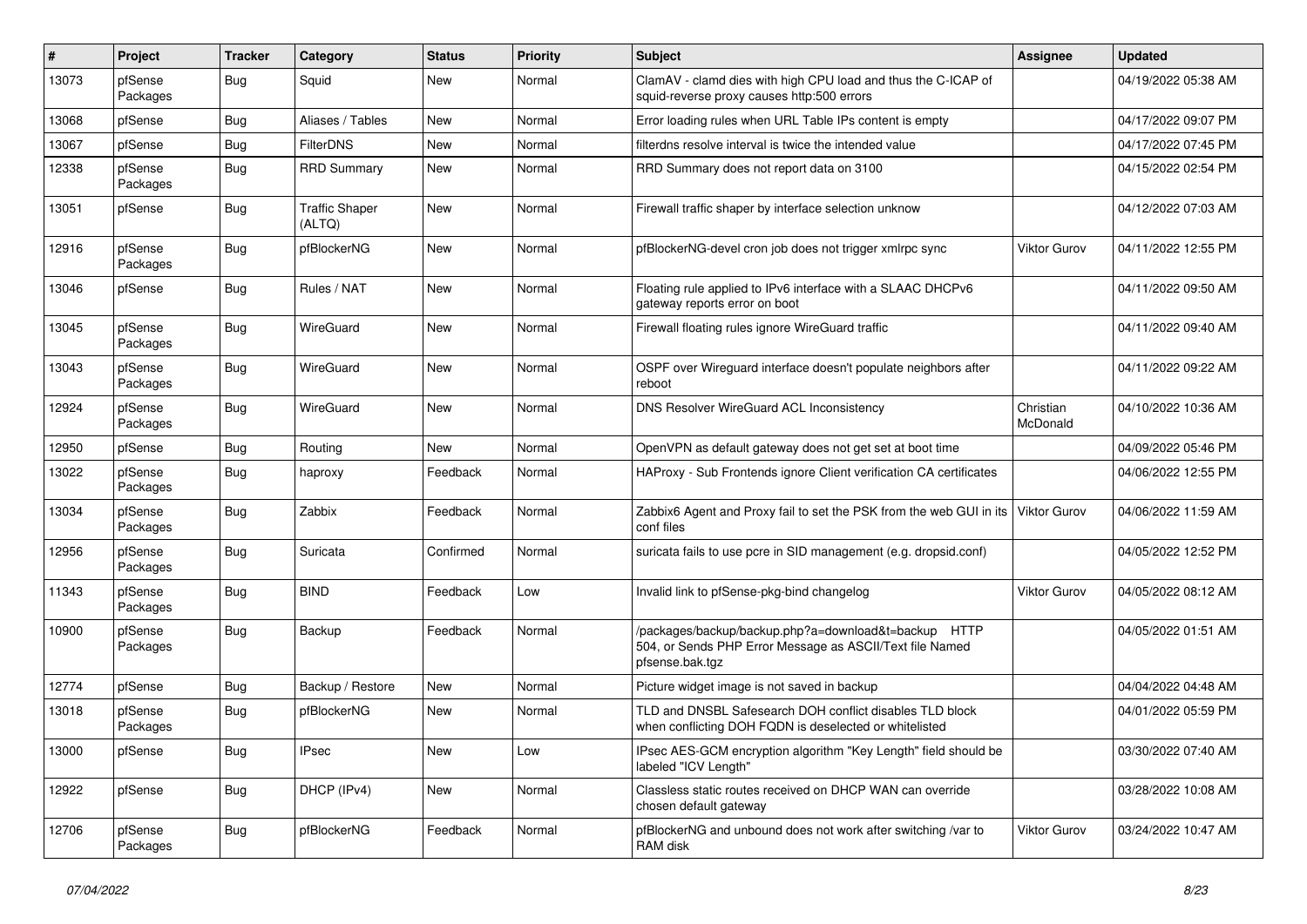| # | Project | Tracker | Category | Status | Priority | Subject | Assignee | Updated |
|---|---|---|---|---|---|---|---|---|
| 13073 | pfSense Packages | Bug | Squid | New | Normal | ClamAV - clamd dies with high CPU load and thus the C-ICAP of squid-reverse proxy causes http:500 errors | | 04/19/2022 05:38 AM |
| 13068 | pfSense | Bug | Aliases / Tables | New | Normal | Error loading rules when URL Table IPs content is empty | | 04/17/2022 09:07 PM |
| 13067 | pfSense | Bug | FilterDNS | New | Normal | filterdns resolve interval is twice the intended value | | 04/17/2022 07:45 PM |
| 12338 | pfSense Packages | Bug | RRD Summary | New | Normal | RRD Summary does not report data on 3100 | | 04/15/2022 02:54 PM |
| 13051 | pfSense | Bug | Traffic Shaper (ALTQ) | New | Normal | Firewall traffic shaper by interface selection unknow | | 04/12/2022 07:03 AM |
| 12916 | pfSense Packages | Bug | pfBlockerNG | New | Normal | pfBlockerNG-devel cron job does not trigger xmlrpc sync | Viktor Gurov | 04/11/2022 12:55 PM |
| 13046 | pfSense | Bug | Rules / NAT | New | Normal | Floating rule applied to IPv6 interface with a SLAAC DHCPv6 gateway reports error on boot | | 04/11/2022 09:50 AM |
| 13045 | pfSense Packages | Bug | WireGuard | New | Normal | Firewall floating rules ignore WireGuard traffic | | 04/11/2022 09:40 AM |
| 13043 | pfSense Packages | Bug | WireGuard | New | Normal | OSPF over Wireguard interface doesn't populate neighbors after reboot | | 04/11/2022 09:22 AM |
| 12924 | pfSense Packages | Bug | WireGuard | New | Normal | DNS Resolver WireGuard ACL Inconsistency | Christian McDonald | 04/10/2022 10:36 AM |
| 12950 | pfSense | Bug | Routing | New | Normal | OpenVPN as default gateway does not get set at boot time | | 04/09/2022 05:46 PM |
| 13022 | pfSense Packages | Bug | haproxy | Feedback | Normal | HAProxy - Sub Frontends ignore Client verification CA certificates | | 04/06/2022 12:55 PM |
| 13034 | pfSense Packages | Bug | Zabbix | Feedback | Normal | Zabbix6 Agent and Proxy fail to set the PSK from the web GUI in its conf files | Viktor Gurov | 04/06/2022 11:59 AM |
| 12956 | pfSense Packages | Bug | Suricata | Confirmed | Normal | suricata fails to use pcre in SID management (e.g. dropsid.conf) | | 04/05/2022 12:52 PM |
| 11343 | pfSense Packages | Bug | BIND | Feedback | Low | Invalid link to pfSense-pkg-bind changelog | Viktor Gurov | 04/05/2022 08:12 AM |
| 10900 | pfSense Packages | Bug | Backup | Feedback | Normal | /packages/backup/backup.php?a=download&t=backup HTTP 504, or Sends PHP Error Message as ASCII/Text file Named pfsense.bak.tgz | | 04/05/2022 01:51 AM |
| 12774 | pfSense | Bug | Backup / Restore | New | Normal | Picture widget image is not saved in backup | | 04/04/2022 04:48 AM |
| 13018 | pfSense Packages | Bug | pfBlockerNG | New | Normal | TLD and DNSBL Safesearch DOH conflict disables TLD block when conflicting DOH FQDN is deselected or whitelisted | | 04/01/2022 05:59 PM |
| 13000 | pfSense | Bug | IPsec | New | Low | IPsec AES-GCM encryption algorithm "Key Length" field should be labeled "ICV Length" | | 03/30/2022 07:40 AM |
| 12922 | pfSense | Bug | DHCP (IPv4) | New | Normal | Classless static routes received on DHCP WAN can override chosen default gateway | | 03/28/2022 10:08 AM |
| 12706 | pfSense Packages | Bug | pfBlockerNG | Feedback | Normal | pfBlockerNG and unbound does not work after switching /var to RAM disk | Viktor Gurov | 03/24/2022 10:47 AM |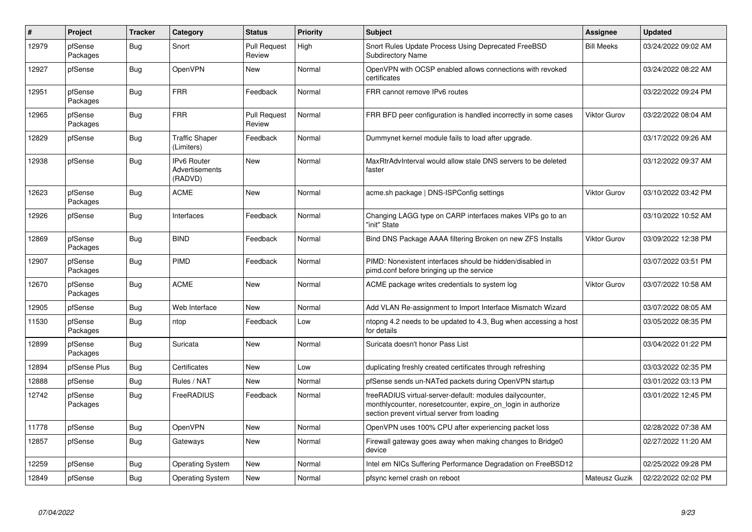| # | Project | Tracker | Category | Status | Priority | Subject | Assignee | Updated |
|---|---|---|---|---|---|---|---|---|
| 12979 | pfSense Packages | Bug | Snort | Pull Request Review | High | Snort Rules Update Process Using Deprecated FreeBSD Subdirectory Name | Bill Meeks | 03/24/2022 09:02 AM |
| 12927 | pfSense | Bug | OpenVPN | New | Normal | OpenVPN with OCSP enabled allows connections with revoked certificates | | 03/24/2022 08:22 AM |
| 12951 | pfSense Packages | Bug | FRR | Feedback | Normal | FRR cannot remove IPv6 routes | | 03/22/2022 09:24 PM |
| 12965 | pfSense Packages | Bug | FRR | Pull Request Review | Normal | FRR BFD peer configuration is handled incorrectly in some cases | Viktor Gurov | 03/22/2022 08:04 AM |
| 12829 | pfSense | Bug | Traffic Shaper (Limiters) | Feedback | Normal | Dummynet kernel module fails to load after upgrade. | | 03/17/2022 09:26 AM |
| 12938 | pfSense | Bug | IPv6 Router Advertisements (RADVD) | New | Normal | MaxRtrAdvInterval would allow stale DNS servers to be deleted faster | | 03/12/2022 09:37 AM |
| 12623 | pfSense Packages | Bug | ACME | New | Normal | acme.sh package \| DNS-ISPConfig settings | Viktor Gurov | 03/10/2022 03:42 PM |
| 12926 | pfSense | Bug | Interfaces | Feedback | Normal | Changing LAGG type on CARP interfaces makes VIPs go to an "init" State | | 03/10/2022 10:52 AM |
| 12869 | pfSense Packages | Bug | BIND | Feedback | Normal | Bind DNS Package AAAA filtering Broken on new ZFS Installs | Viktor Gurov | 03/09/2022 12:38 PM |
| 12907 | pfSense Packages | Bug | PIMD | Feedback | Normal | PIMD: Nonexistent interfaces should be hidden/disabled in pimd.conf before bringing up the service | | 03/07/2022 03:51 PM |
| 12670 | pfSense Packages | Bug | ACME | New | Normal | ACME package writes credentials to system log | Viktor Gurov | 03/07/2022 10:58 AM |
| 12905 | pfSense | Bug | Web Interface | New | Normal | Add VLAN Re-assignment to Import Interface Mismatch Wizard | | 03/07/2022 08:05 AM |
| 11530 | pfSense Packages | Bug | ntop | Feedback | Low | ntopng 4.2 needs to be updated to 4.3, Bug when accessing a host for details | | 03/05/2022 08:35 PM |
| 12899 | pfSense Packages | Bug | Suricata | New | Normal | Suricata doesn't honor Pass List | | 03/04/2022 01:22 PM |
| 12894 | pfSense Plus | Bug | Certificates | New | Low | duplicating freshly created certificates through refreshing | | 03/03/2022 02:35 PM |
| 12888 | pfSense | Bug | Rules / NAT | New | Normal | pfSense sends un-NATed packets during OpenVPN startup | | 03/01/2022 03:13 PM |
| 12742 | pfSense Packages | Bug | FreeRADIUS | Feedback | Normal | freeRADIUS virtual-server-default: modules dailycounter, monthlycounter, noresetcounter, expire_on_login in authorize section prevent virtual server from loading | | 03/01/2022 12:45 PM |
| 11778 | pfSense | Bug | OpenVPN | New | Normal | OpenVPN uses 100% CPU after experiencing packet loss | | 02/28/2022 07:38 AM |
| 12857 | pfSense | Bug | Gateways | New | Normal | Firewall gateway goes away when making changes to Bridge0 device | | 02/27/2022 11:20 AM |
| 12259 | pfSense | Bug | Operating System | New | Normal | Intel em NICs Suffering Performance Degradation on FreeBSD12 | | 02/25/2022 09:28 PM |
| 12849 | pfSense | Bug | Operating System | New | Normal | pfsync kernel crash on reboot | Mateusz Guzik | 02/22/2022 02:02 PM |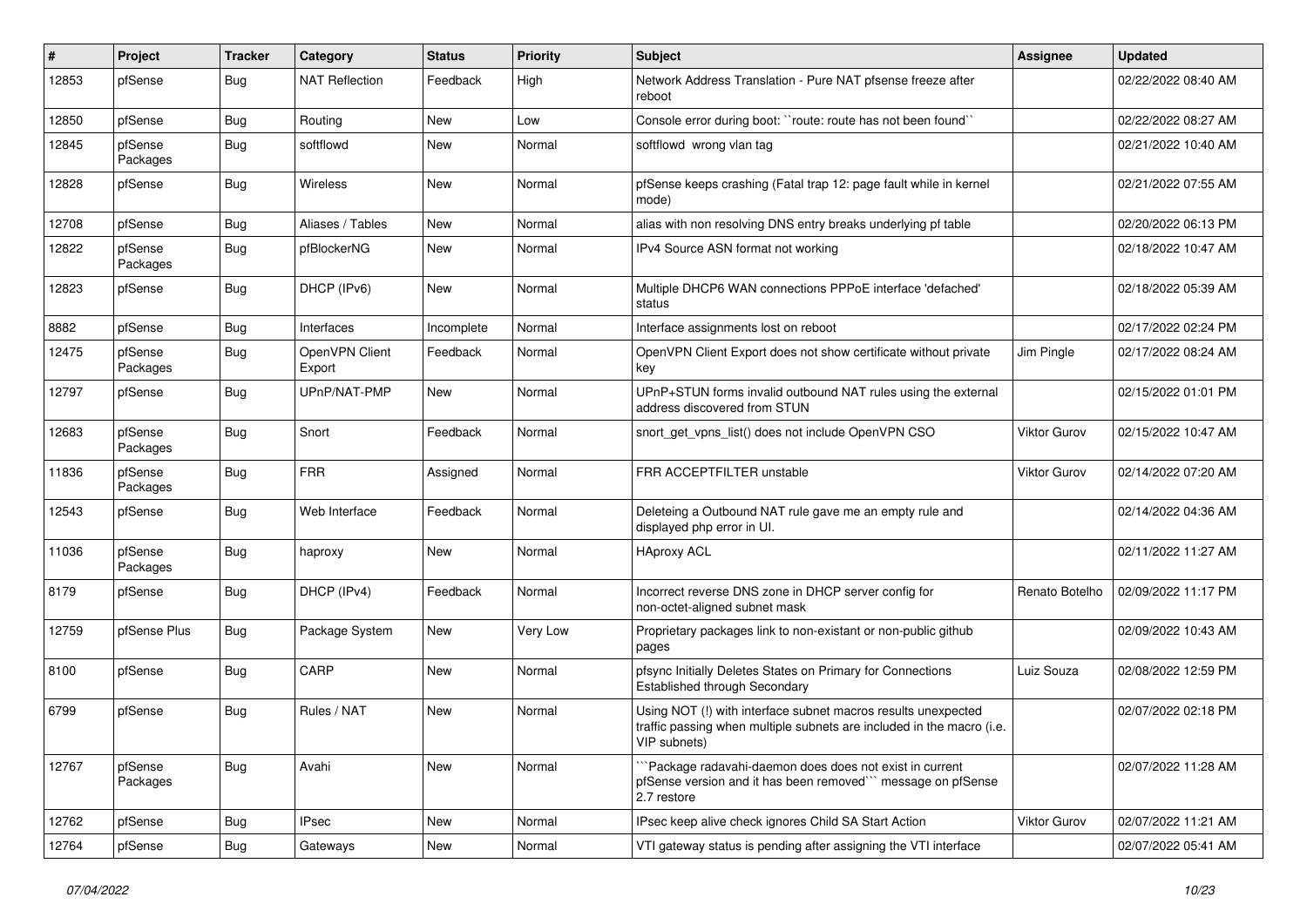| # | Project | Tracker | Category | Status | Priority | Subject | Assignee | Updated |
|---|---|---|---|---|---|---|---|---|
| 12853 | pfSense | Bug | NAT Reflection | Feedback | High | Network Address Translation - Pure NAT pfsense freeze after reboot | | 02/22/2022 08:40 AM |
| 12850 | pfSense | Bug | Routing | New | Low | Console error during boot: ``route: route has not been found`` | | 02/22/2022 08:27 AM |
| 12845 | pfSense Packages | Bug | softflowd | New | Normal | softflowd wrong vlan tag | | 02/21/2022 10:40 AM |
| 12828 | pfSense | Bug | Wireless | New | Normal | pfSense keeps crashing (Fatal trap 12: page fault while in kernel mode) | | 02/21/2022 07:55 AM |
| 12708 | pfSense | Bug | Aliases / Tables | New | Normal | alias with non resolving DNS entry breaks underlying pf table | | 02/20/2022 06:13 PM |
| 12822 | pfSense Packages | Bug | pfBlockerNG | New | Normal | IPv4 Source ASN format not working | | 02/18/2022 10:47 AM |
| 12823 | pfSense | Bug | DHCP (IPv6) | New | Normal | Multiple DHCP6 WAN connections PPPoE interface 'defached' status | | 02/18/2022 05:39 AM |
| 8882 | pfSense | Bug | Interfaces | Incomplete | Normal | Interface assignments lost on reboot | | 02/17/2022 02:24 PM |
| 12475 | pfSense Packages | Bug | OpenVPN Client Export | Feedback | Normal | OpenVPN Client Export does not show certificate without private key | Jim Pingle | 02/17/2022 08:24 AM |
| 12797 | pfSense | Bug | UPnP/NAT-PMP | New | Normal | UPnP+STUN forms invalid outbound NAT rules using the external address discovered from STUN | | 02/15/2022 01:01 PM |
| 12683 | pfSense Packages | Bug | Snort | Feedback | Normal | snort_get_vpns_list() does not include OpenVPN CSO | Viktor Gurov | 02/15/2022 10:47 AM |
| 11836 | pfSense Packages | Bug | FRR | Assigned | Normal | FRR ACCEPTFILTER unstable | Viktor Gurov | 02/14/2022 07:20 AM |
| 12543 | pfSense | Bug | Web Interface | Feedback | Normal | Deleteing a Outbound NAT rule gave me an empty rule and displayed php error in UI. | | 02/14/2022 04:36 AM |
| 11036 | pfSense Packages | Bug | haproxy | New | Normal | HAproxy ACL | | 02/11/2022 11:27 AM |
| 8179 | pfSense | Bug | DHCP (IPv4) | Feedback | Normal | Incorrect reverse DNS zone in DHCP server config for non-octet-aligned subnet mask | Renato Botelho | 02/09/2022 11:17 PM |
| 12759 | pfSense Plus | Bug | Package System | New | Very Low | Proprietary packages link to non-existant or non-public github pages | | 02/09/2022 10:43 AM |
| 8100 | pfSense | Bug | CARP | New | Normal | pfsync Initially Deletes States on Primary for Connections Established through Secondary | Luiz Souza | 02/08/2022 12:59 PM |
| 6799 | pfSense | Bug | Rules / NAT | New | Normal | Using NOT (!) with interface subnet macros results unexpected traffic passing when multiple subnets are included in the macro (i.e. VIP subnets) | | 02/07/2022 02:18 PM |
| 12767 | pfSense Packages | Bug | Avahi | New | Normal | ```Package radavahi-daemon does does not exist in current pfSense version and it has been removed``` message on pfSense 2.7 restore | | 02/07/2022 11:28 AM |
| 12762 | pfSense | Bug | IPsec | New | Normal | IPsec keep alive check ignores Child SA Start Action | Viktor Gurov | 02/07/2022 11:21 AM |
| 12764 | pfSense | Bug | Gateways | New | Normal | VTI gateway status is pending after assigning the VTI interface | | 02/07/2022 05:41 AM |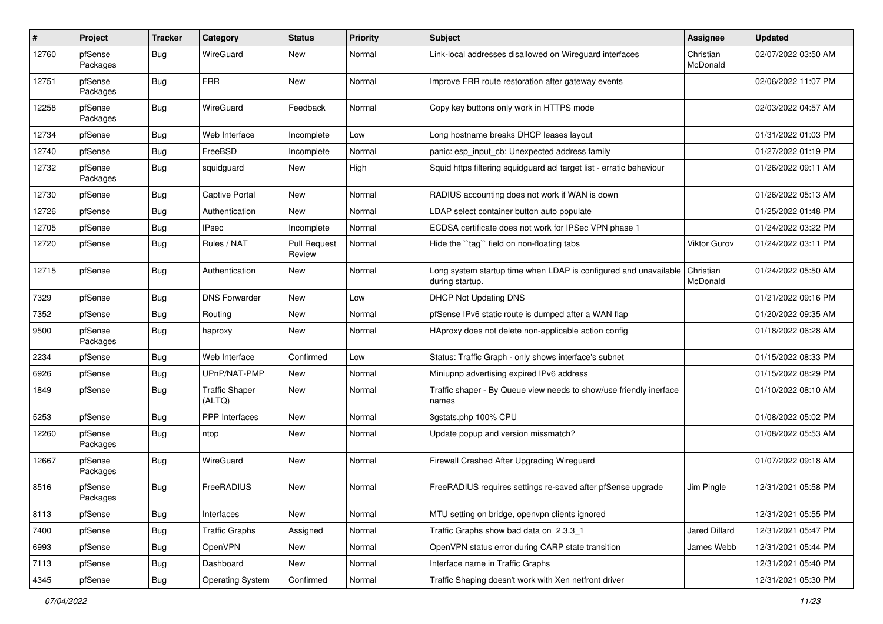| # | Project | Tracker | Category | Status | Priority | Subject | Assignee | Updated |
|---|---|---|---|---|---|---|---|---|
| 12760 | pfSense Packages | Bug | WireGuard | New | Normal | Link-local addresses disallowed on Wireguard interfaces | Christian McDonald | 02/07/2022 03:50 AM |
| 12751 | pfSense Packages | Bug | FRR | New | Normal | Improve FRR route restoration after gateway events | | 02/06/2022 11:07 PM |
| 12258 | pfSense Packages | Bug | WireGuard | Feedback | Normal | Copy key buttons only work in HTTPS mode | | 02/03/2022 04:57 AM |
| 12734 | pfSense | Bug | Web Interface | Incomplete | Low | Long hostname breaks DHCP leases layout | | 01/31/2022 01:03 PM |
| 12740 | pfSense | Bug | FreeBSD | Incomplete | Normal | panic: esp_input_cb: Unexpected address family | | 01/27/2022 01:19 PM |
| 12732 | pfSense Packages | Bug | squidguard | New | High | Squid https filtering squidguard acl target list - erratic behaviour | | 01/26/2022 09:11 AM |
| 12730 | pfSense | Bug | Captive Portal | New | Normal | RADIUS accounting does not work if WAN is down | | 01/26/2022 05:13 AM |
| 12726 | pfSense | Bug | Authentication | New | Normal | LDAP select container button auto populate | | 01/25/2022 01:48 PM |
| 12705 | pfSense | Bug | IPsec | Incomplete | Normal | ECDSA certificate does not work for IPSec VPN phase 1 | | 01/24/2022 03:22 PM |
| 12720 | pfSense | Bug | Rules / NAT | Pull Request Review | Normal | Hide the ``tag`` field on non-floating tabs | Viktor Gurov | 01/24/2022 03:11 PM |
| 12715 | pfSense | Bug | Authentication | New | Normal | Long system startup time when LDAP is configured and unavailable during startup. | Christian McDonald | 01/24/2022 05:50 AM |
| 7329 | pfSense | Bug | DNS Forwarder | New | Low | DHCP Not Updating DNS | | 01/21/2022 09:16 PM |
| 7352 | pfSense | Bug | Routing | New | Normal | pfSense IPv6 static route is dumped after a WAN flap | | 01/20/2022 09:35 AM |
| 9500 | pfSense Packages | Bug | haproxy | New | Normal | HAproxy does not delete non-applicable action config | | 01/18/2022 06:28 AM |
| 2234 | pfSense | Bug | Web Interface | Confirmed | Low | Status: Traffic Graph - only shows interface's subnet | | 01/15/2022 08:33 PM |
| 6926 | pfSense | Bug | UPnP/NAT-PMP | New | Normal | Miniupnp advertising expired IPv6 address | | 01/15/2022 08:29 PM |
| 1849 | pfSense | Bug | Traffic Shaper (ALTQ) | New | Normal | Traffic shaper - By Queue view needs to show/use friendly inerface names | | 01/10/2022 08:10 AM |
| 5253 | pfSense | Bug | PPP Interfaces | New | Normal | 3gstats.php 100% CPU | | 01/08/2022 05:02 PM |
| 12260 | pfSense Packages | Bug | ntop | New | Normal | Update popup and version missmatch? | | 01/08/2022 05:53 AM |
| 12667 | pfSense Packages | Bug | WireGuard | New | Normal | Firewall Crashed After Upgrading Wireguard | | 01/07/2022 09:18 AM |
| 8516 | pfSense Packages | Bug | FreeRADIUS | New | Normal | FreeRADIUS requires settings re-saved after pfSense upgrade | Jim Pingle | 12/31/2021 05:58 PM |
| 8113 | pfSense | Bug | Interfaces | New | Normal | MTU setting on bridge, openvpn clients ignored | | 12/31/2021 05:55 PM |
| 7400 | pfSense | Bug | Traffic Graphs | Assigned | Normal | Traffic Graphs show bad data on 2.3.3_1 | Jared Dillard | 12/31/2021 05:47 PM |
| 6993 | pfSense | Bug | OpenVPN | New | Normal | OpenVPN status error during CARP state transition | James Webb | 12/31/2021 05:44 PM |
| 7113 | pfSense | Bug | Dashboard | New | Normal | Interface name in Traffic Graphs | | 12/31/2021 05:40 PM |
| 4345 | pfSense | Bug | Operating System | Confirmed | Normal | Traffic Shaping doesn't work with Xen netfront driver | | 12/31/2021 05:30 PM |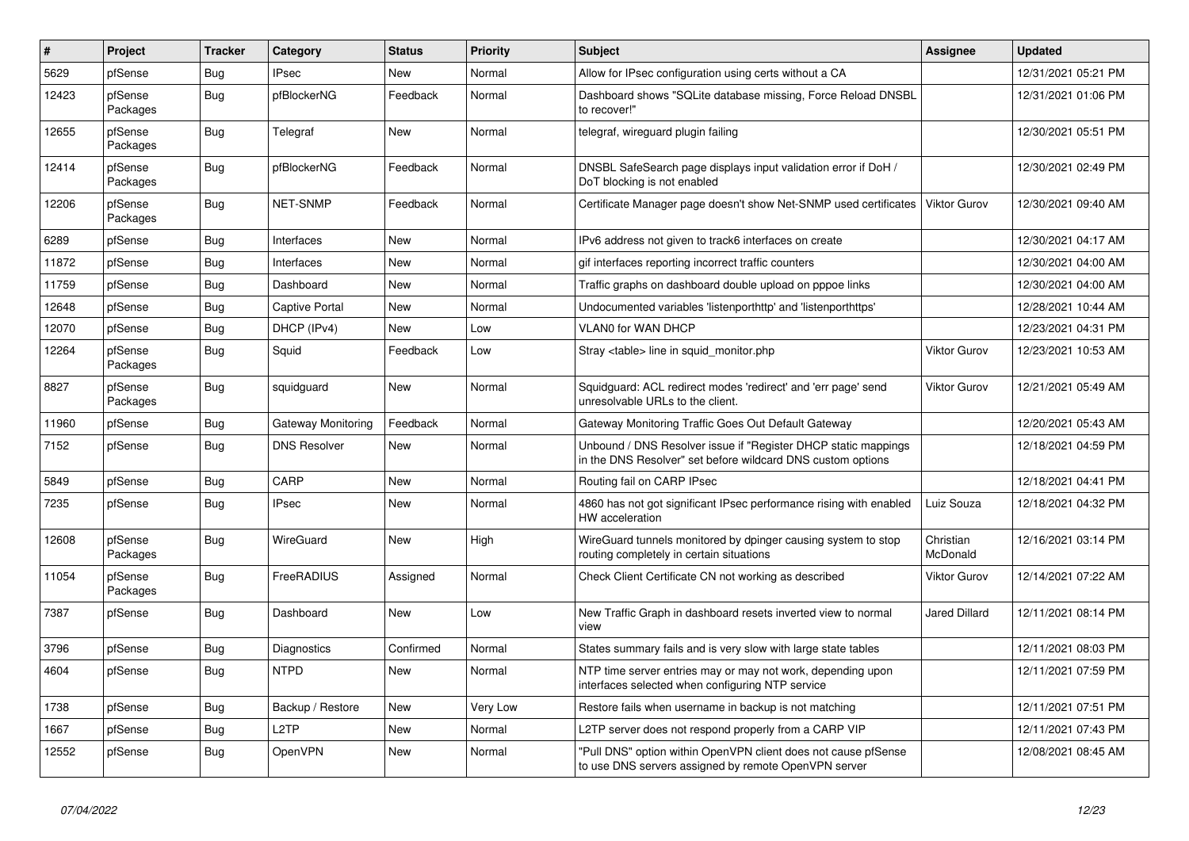| # | Project | Tracker | Category | Status | Priority | Subject | Assignee | Updated |
|---|---|---|---|---|---|---|---|---|
| 5629 | pfSense | Bug | IPsec | New | Normal | Allow for IPsec configuration using certs without a CA | | 12/31/2021 05:21 PM |
| 12423 | pfSense Packages | Bug | pfBlockerNG | Feedback | Normal | Dashboard shows "SQLite database missing, Force Reload DNSBL to recover!" | | 12/31/2021 01:06 PM |
| 12655 | pfSense Packages | Bug | Telegraf | New | Normal | telegraf, wireguard plugin failing | | 12/30/2021 05:51 PM |
| 12414 | pfSense Packages | Bug | pfBlockerNG | Feedback | Normal | DNSBL SafeSearch page displays input validation error if DoH / DoT blocking is not enabled | | 12/30/2021 02:49 PM |
| 12206 | pfSense Packages | Bug | NET-SNMP | Feedback | Normal | Certificate Manager page doesn't show Net-SNMP used certificates | Viktor Gurov | 12/30/2021 09:40 AM |
| 6289 | pfSense | Bug | Interfaces | New | Normal | IPv6 address not given to track6 interfaces on create | | 12/30/2021 04:17 AM |
| 11872 | pfSense | Bug | Interfaces | New | Normal | gif interfaces reporting incorrect traffic counters | | 12/30/2021 04:00 AM |
| 11759 | pfSense | Bug | Dashboard | New | Normal | Traffic graphs on dashboard double upload on pppoe links | | 12/30/2021 04:00 AM |
| 12648 | pfSense | Bug | Captive Portal | New | Normal | Undocumented variables 'listenporthttp' and 'listenporthttps' | | 12/28/2021 10:44 AM |
| 12070 | pfSense | Bug | DHCP (IPv4) | New | Low | VLAN0 for WAN DHCP | | 12/23/2021 04:31 PM |
| 12264 | pfSense Packages | Bug | Squid | Feedback | Low | Stray <table> line in squid_monitor.php | Viktor Gurov | 12/23/2021 10:53 AM |
| 8827 | pfSense Packages | Bug | squidguard | New | Normal | Squidguard: ACL redirect modes 'redirect' and 'err page' send unresolvable URLs to the client. | Viktor Gurov | 12/21/2021 05:49 AM |
| 11960 | pfSense | Bug | Gateway Monitoring | Feedback | Normal | Gateway Monitoring Traffic Goes Out Default Gateway | | 12/20/2021 05:43 AM |
| 7152 | pfSense | Bug | DNS Resolver | New | Normal | Unbound / DNS Resolver issue if "Register DHCP static mappings in the DNS Resolver" set before wildcard DNS custom options | | 12/18/2021 04:59 PM |
| 5849 | pfSense | Bug | CARP | New | Normal | Routing fail on CARP IPsec | | 12/18/2021 04:41 PM |
| 7235 | pfSense | Bug | IPsec | New | Normal | 4860 has not got significant IPsec performance rising with enabled HW acceleration | Luiz Souza | 12/18/2021 04:32 PM |
| 12608 | pfSense Packages | Bug | WireGuard | New | High | WireGuard tunnels monitored by dpinger causing system to stop routing completely in certain situations | Christian McDonald | 12/16/2021 03:14 PM |
| 11054 | pfSense Packages | Bug | FreeRADIUS | Assigned | Normal | Check Client Certificate CN not working as described | Viktor Gurov | 12/14/2021 07:22 AM |
| 7387 | pfSense | Bug | Dashboard | New | Low | New Traffic Graph in dashboard resets inverted view to normal view | Jared Dillard | 12/11/2021 08:14 PM |
| 3796 | pfSense | Bug | Diagnostics | Confirmed | Normal | States summary fails and is very slow with large state tables | | 12/11/2021 08:03 PM |
| 4604 | pfSense | Bug | NTPD | New | Normal | NTP time server entries may or may not work, depending upon interfaces selected when configuring NTP service | | 12/11/2021 07:59 PM |
| 1738 | pfSense | Bug | Backup / Restore | New | Very Low | Restore fails when username in backup is not matching | | 12/11/2021 07:51 PM |
| 1667 | pfSense | Bug | L2TP | New | Normal | L2TP server does not respond properly from a CARP VIP | | 12/11/2021 07:43 PM |
| 12552 | pfSense | Bug | OpenVPN | New | Normal | "Pull DNS" option within OpenVPN client does not cause pfSense to use DNS servers assigned by remote OpenVPN server | | 12/08/2021 08:45 AM |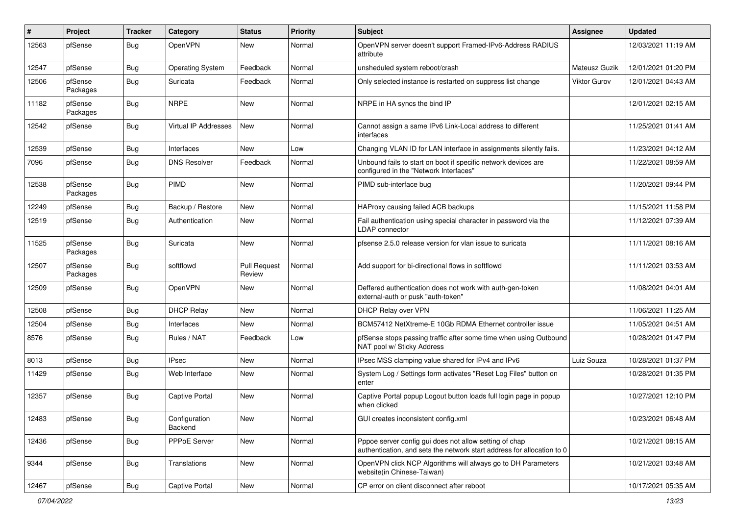| # | Project | Tracker | Category | Status | Priority | Subject | Assignee | Updated |
|---|---|---|---|---|---|---|---|---|
| 12563 | pfSense | Bug | OpenVPN | New | Normal | OpenVPN server doesn't support Framed-IPv6-Address RADIUS attribute | | 12/03/2021 11:19 AM |
| 12547 | pfSense | Bug | Operating System | Feedback | Normal | unsheduled system reboot/crash | Mateusz Guzik | 12/01/2021 01:20 PM |
| 12506 | pfSense Packages | Bug | Suricata | Feedback | Normal | Only selected instance is restarted on suppress list change | Viktor Gurov | 12/01/2021 04:43 AM |
| 11182 | pfSense Packages | Bug | NRPE | New | Normal | NRPE in HA syncs the bind IP | | 12/01/2021 02:15 AM |
| 12542 | pfSense | Bug | Virtual IP Addresses | New | Normal | Cannot assign a same IPv6 Link-Local address to different interfaces | | 11/25/2021 01:41 AM |
| 12539 | pfSense | Bug | Interfaces | New | Low | Changing VLAN ID for LAN interface in assignments silently fails. | | 11/23/2021 04:12 AM |
| 7096 | pfSense | Bug | DNS Resolver | Feedback | Normal | Unbound fails to start on boot if specific network devices are configured in the "Network Interfaces" | | 11/22/2021 08:59 AM |
| 12538 | pfSense Packages | Bug | PIMD | New | Normal | PIMD sub-interface bug | | 11/20/2021 09:44 PM |
| 12249 | pfSense | Bug | Backup / Restore | New | Normal | HAProxy causing failed ACB backups | | 11/15/2021 11:58 PM |
| 12519 | pfSense | Bug | Authentication | New | Normal | Fail authentication using special character in password via the LDAP connector | | 11/12/2021 07:39 AM |
| 11525 | pfSense Packages | Bug | Suricata | New | Normal | pfsense 2.5.0 release version for vlan issue to suricata | | 11/11/2021 08:16 AM |
| 12507 | pfSense Packages | Bug | softflowd | Pull Request Review | Normal | Add support for bi-directional flows in softflowd | | 11/11/2021 03:53 AM |
| 12509 | pfSense | Bug | OpenVPN | New | Normal | Deffered authentication does not work with auth-gen-token external-auth or pusk "auth-token" | | 11/08/2021 04:01 AM |
| 12508 | pfSense | Bug | DHCP Relay | New | Normal | DHCP Relay over VPN | | 11/06/2021 11:25 AM |
| 12504 | pfSense | Bug | Interfaces | New | Normal | BCM57412 NetXtreme-E 10Gb RDMA Ethernet controller issue | | 11/05/2021 04:51 AM |
| 8576 | pfSense | Bug | Rules / NAT | Feedback | Low | pfSense stops passing traffic after some time when using Outbound NAT pool w/ Sticky Address | | 10/28/2021 01:47 PM |
| 8013 | pfSense | Bug | IPsec | New | Normal | IPsec MSS clamping value shared for IPv4 and IPv6 | Luiz Souza | 10/28/2021 01:37 PM |
| 11429 | pfSense | Bug | Web Interface | New | Normal | System Log / Settings form activates "Reset Log Files" button on enter | | 10/28/2021 01:35 PM |
| 12357 | pfSense | Bug | Captive Portal | New | Normal | Captive Portal popup Logout button loads full login page in popup when clicked | | 10/27/2021 12:10 PM |
| 12483 | pfSense | Bug | Configuration Backend | New | Normal | GUI creates inconsistent config.xml | | 10/23/2021 06:48 AM |
| 12436 | pfSense | Bug | PPPoE Server | New | Normal | Pppoe server config gui does not allow setting of chap authentication, and sets the network start address for allocation to 0 | | 10/21/2021 08:15 AM |
| 9344 | pfSense | Bug | Translations | New | Normal | OpenVPN click NCP Algorithms will always go to DH Parameters website(in Chinese-Taiwan) | | 10/21/2021 03:48 AM |
| 12467 | pfSense | Bug | Captive Portal | New | Normal | CP error on client disconnect after reboot | | 10/17/2021 05:35 AM |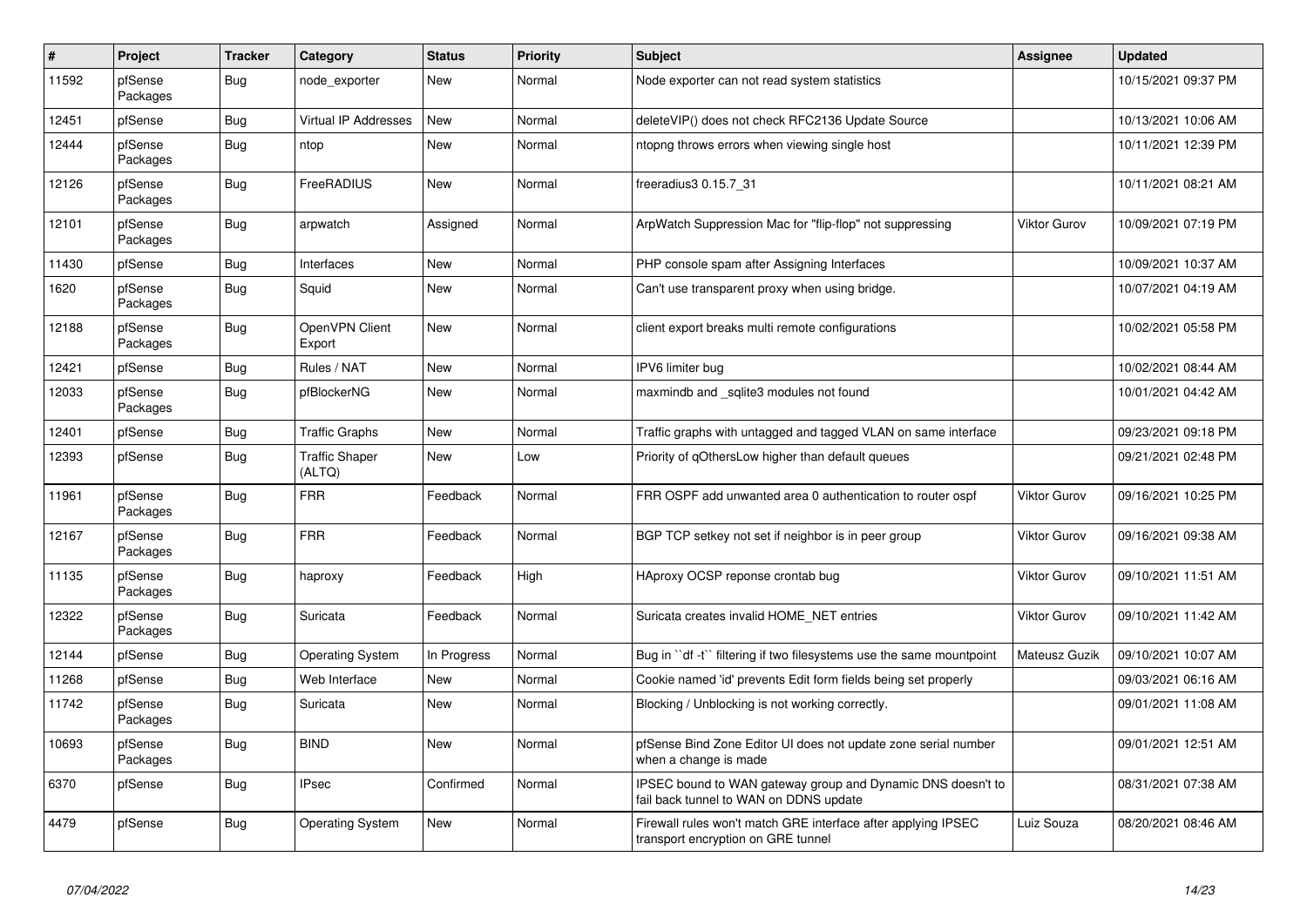| # | Project | Tracker | Category | Status | Priority | Subject | Assignee | Updated |
|---|---|---|---|---|---|---|---|---|
| 11592 | pfSense Packages | Bug | node_exporter | New | Normal | Node exporter can not read system statistics | | 10/15/2021 09:37 PM |
| 12451 | pfSense | Bug | Virtual IP Addresses | New | Normal | deleteVIP() does not check RFC2136 Update Source | | 10/13/2021 10:06 AM |
| 12444 | pfSense Packages | Bug | ntop | New | Normal | ntopng throws errors when viewing single host | | 10/11/2021 12:39 PM |
| 12126 | pfSense Packages | Bug | FreeRADIUS | New | Normal | freeradius3 0.15.7_31 | | 10/11/2021 08:21 AM |
| 12101 | pfSense Packages | Bug | arpwatch | Assigned | Normal | ArpWatch Suppression Mac for "flip-flop" not suppressing | Viktor Gurov | 10/09/2021 07:19 PM |
| 11430 | pfSense | Bug | Interfaces | New | Normal | PHP console spam after Assigning Interfaces | | 10/09/2021 10:37 AM |
| 1620 | pfSense Packages | Bug | Squid | New | Normal | Can't use transparent proxy when using bridge. | | 10/07/2021 04:19 AM |
| 12188 | pfSense Packages | Bug | OpenVPN Client Export | New | Normal | client export breaks multi remote configurations | | 10/02/2021 05:58 PM |
| 12421 | pfSense | Bug | Rules / NAT | New | Normal | IPV6 limiter bug | | 10/02/2021 08:44 AM |
| 12033 | pfSense Packages | Bug | pfBlockerNG | New | Normal | maxmindb and _sqlite3 modules not found | | 10/01/2021 04:42 AM |
| 12401 | pfSense | Bug | Traffic Graphs | New | Normal | Traffic graphs with untagged and tagged VLAN on same interface | | 09/23/2021 09:18 PM |
| 12393 | pfSense | Bug | Traffic Shaper (ALTQ) | New | Low | Priority of qOthersLow higher than default queues | | 09/21/2021 02:48 PM |
| 11961 | pfSense Packages | Bug | FRR | Feedback | Normal | FRR OSPF add unwanted area 0 authentication to router ospf | Viktor Gurov | 09/16/2021 10:25 PM |
| 12167 | pfSense Packages | Bug | FRR | Feedback | Normal | BGP TCP setkey not set if neighbor is in peer group | Viktor Gurov | 09/16/2021 09:38 AM |
| 11135 | pfSense Packages | Bug | haproxy | Feedback | High | HAproxy OCSP reponse crontab bug | Viktor Gurov | 09/10/2021 11:51 AM |
| 12322 | pfSense Packages | Bug | Suricata | Feedback | Normal | Suricata creates invalid HOME_NET entries | Viktor Gurov | 09/10/2021 11:42 AM |
| 12144 | pfSense | Bug | Operating System | In Progress | Normal | Bug in ``df -t`` filtering if two filesystems use the same mountpoint | Mateusz Guzik | 09/10/2021 10:07 AM |
| 11268 | pfSense | Bug | Web Interface | New | Normal | Cookie named 'id' prevents Edit form fields being set properly | | 09/03/2021 06:16 AM |
| 11742 | pfSense Packages | Bug | Suricata | New | Normal | Blocking / Unblocking is not working correctly. | | 09/01/2021 11:08 AM |
| 10693 | pfSense Packages | Bug | BIND | New | Normal | pfSense Bind Zone Editor UI does not update zone serial number when a change is made | | 09/01/2021 12:51 AM |
| 6370 | pfSense | Bug | IPsec | Confirmed | Normal | IPSEC bound to WAN gateway group and Dynamic DNS doesn't to fail back tunnel to WAN on DDNS update | | 08/31/2021 07:38 AM |
| 4479 | pfSense | Bug | Operating System | New | Normal | Firewall rules won't match GRE interface after applying IPSEC transport encryption on GRE tunnel | Luiz Souza | 08/20/2021 08:46 AM |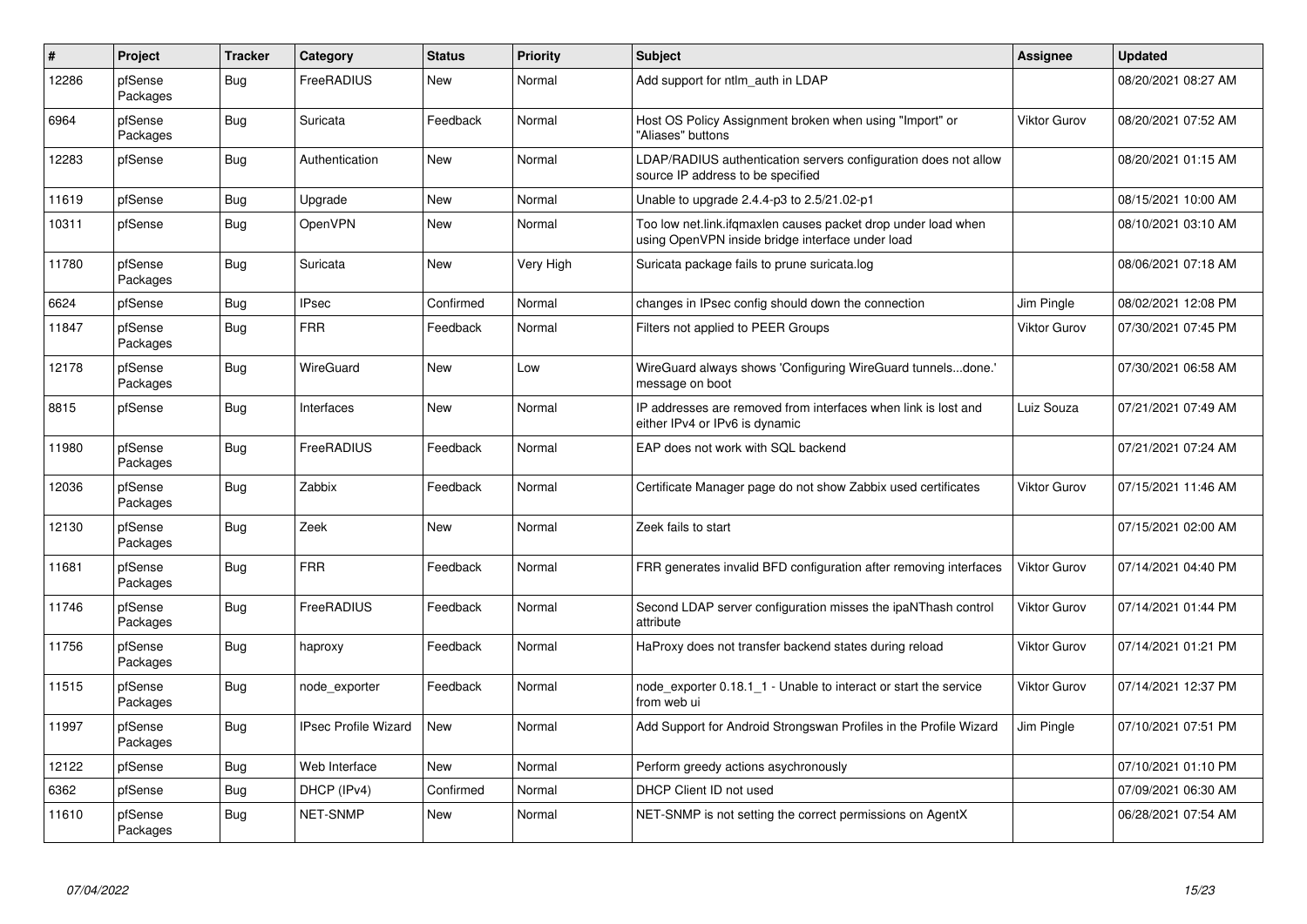| # | Project | Tracker | Category | Status | Priority | Subject | Assignee | Updated |
|---|---|---|---|---|---|---|---|---|
| 12286 | pfSense Packages | Bug | FreeRADIUS | New | Normal | Add support for ntlm_auth in LDAP | | 08/20/2021 08:27 AM |
| 6964 | pfSense Packages | Bug | Suricata | Feedback | Normal | Host OS Policy Assignment broken when using "Import" or "Aliases" buttons | Viktor Gurov | 08/20/2021 07:52 AM |
| 12283 | pfSense | Bug | Authentication | New | Normal | LDAP/RADIUS authentication servers configuration does not allow source IP address to be specified | | 08/20/2021 01:15 AM |
| 11619 | pfSense | Bug | Upgrade | New | Normal | Unable to upgrade 2.4.4-p3 to 2.5/21.02-p1 | | 08/15/2021 10:00 AM |
| 10311 | pfSense | Bug | OpenVPN | New | Normal | Too low net.link.ifqmaxlen causes packet drop under load when using OpenVPN inside bridge interface under load | | 08/10/2021 03:10 AM |
| 11780 | pfSense Packages | Bug | Suricata | New | Very High | Suricata package fails to prune suricata.log | | 08/06/2021 07:18 AM |
| 6624 | pfSense | Bug | IPsec | Confirmed | Normal | changes in IPsec config should down the connection | Jim Pingle | 08/02/2021 12:08 PM |
| 11847 | pfSense Packages | Bug | FRR | Feedback | Normal | Filters not applied to PEER Groups | Viktor Gurov | 07/30/2021 07:45 PM |
| 12178 | pfSense Packages | Bug | WireGuard | New | Low | WireGuard always shows 'Configuring WireGuard tunnels...done.' message on boot | | 07/30/2021 06:58 AM |
| 8815 | pfSense | Bug | Interfaces | New | Normal | IP addresses are removed from interfaces when link is lost and either IPv4 or IPv6 is dynamic | Luiz Souza | 07/21/2021 07:49 AM |
| 11980 | pfSense Packages | Bug | FreeRADIUS | Feedback | Normal | EAP does not work with SQL backend | | 07/21/2021 07:24 AM |
| 12036 | pfSense Packages | Bug | Zabbix | Feedback | Normal | Certificate Manager page do not show Zabbix used certificates | Viktor Gurov | 07/15/2021 11:46 AM |
| 12130 | pfSense Packages | Bug | Zeek | New | Normal | Zeek fails to start | | 07/15/2021 02:00 AM |
| 11681 | pfSense Packages | Bug | FRR | Feedback | Normal | FRR generates invalid BFD configuration after removing interfaces | Viktor Gurov | 07/14/2021 04:40 PM |
| 11746 | pfSense Packages | Bug | FreeRADIUS | Feedback | Normal | Second LDAP server configuration misses the ipaNThash control attribute | Viktor Gurov | 07/14/2021 01:44 PM |
| 11756 | pfSense Packages | Bug | haproxy | Feedback | Normal | HaProxy does not transfer backend states during reload | Viktor Gurov | 07/14/2021 01:21 PM |
| 11515 | pfSense Packages | Bug | node_exporter | Feedback | Normal | node_exporter 0.18.1_1 - Unable to interact or start the service from web ui | Viktor Gurov | 07/14/2021 12:37 PM |
| 11997 | pfSense Packages | Bug | IPsec Profile Wizard | New | Normal | Add Support for Android Strongswan Profiles in the Profile Wizard | Jim Pingle | 07/10/2021 07:51 PM |
| 12122 | pfSense | Bug | Web Interface | New | Normal | Perform greedy actions asychronously | | 07/10/2021 01:10 PM |
| 6362 | pfSense | Bug | DHCP (IPv4) | Confirmed | Normal | DHCP Client ID not used | | 07/09/2021 06:30 AM |
| 11610 | pfSense Packages | Bug | NET-SNMP | New | Normal | NET-SNMP is not setting the correct permissions on AgentX | | 06/28/2021 07:54 AM |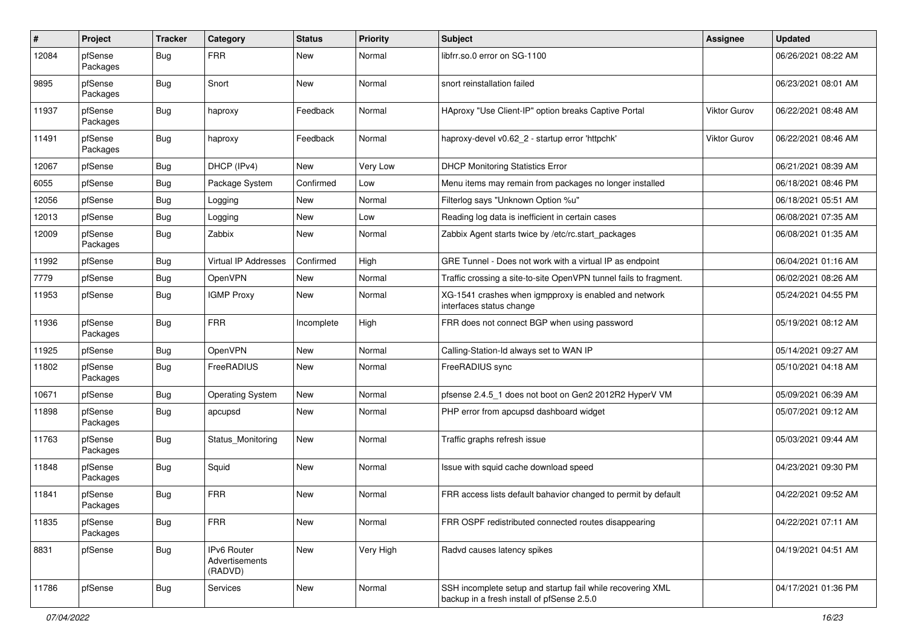| # | Project | Tracker | Category | Status | Priority | Subject | Assignee | Updated |
|---|---|---|---|---|---|---|---|---|
| 12084 | pfSense Packages | Bug | FRR | New | Normal | libfrr.so.0 error on SG-1100 | | 06/26/2021 08:22 AM |
| 9895 | pfSense Packages | Bug | Snort | New | Normal | snort reinstallation failed | | 06/23/2021 08:01 AM |
| 11937 | pfSense Packages | Bug | haproxy | Feedback | Normal | HAproxy "Use Client-IP" option breaks Captive Portal | Viktor Gurov | 06/22/2021 08:48 AM |
| 11491 | pfSense Packages | Bug | haproxy | Feedback | Normal | haproxy-devel v0.62_2 - startup error 'httpchk' | Viktor Gurov | 06/22/2021 08:46 AM |
| 12067 | pfSense | Bug | DHCP (IPv4) | New | Very Low | DHCP Monitoring Statistics Error | | 06/21/2021 08:39 AM |
| 6055 | pfSense | Bug | Package System | Confirmed | Low | Menu items may remain from packages no longer installed | | 06/18/2021 08:46 PM |
| 12056 | pfSense | Bug | Logging | New | Normal | Filterlog says "Unknown Option %u" | | 06/18/2021 05:51 AM |
| 12013 | pfSense | Bug | Logging | New | Low | Reading log data is inefficient in certain cases | | 06/08/2021 07:35 AM |
| 12009 | pfSense Packages | Bug | Zabbix | New | Normal | Zabbix Agent starts twice by /etc/rc.start_packages | | 06/08/2021 01:35 AM |
| 11992 | pfSense | Bug | Virtual IP Addresses | Confirmed | High | GRE Tunnel - Does not work with a virtual IP as endpoint | | 06/04/2021 01:16 AM |
| 7779 | pfSense | Bug | OpenVPN | New | Normal | Traffic crossing a site-to-site OpenVPN tunnel fails to fragment. | | 06/02/2021 08:26 AM |
| 11953 | pfSense | Bug | IGMP Proxy | New | Normal | XG-1541 crashes when igmpproxy is enabled and network interfaces status change | | 05/24/2021 04:55 PM |
| 11936 | pfSense Packages | Bug | FRR | Incomplete | High | FRR does not connect BGP when using password | | 05/19/2021 08:12 AM |
| 11925 | pfSense | Bug | OpenVPN | New | Normal | Calling-Station-Id always set to WAN IP | | 05/14/2021 09:27 AM |
| 11802 | pfSense Packages | Bug | FreeRADIUS | New | Normal | FreeRADIUS sync | | 05/10/2021 04:18 AM |
| 10671 | pfSense | Bug | Operating System | New | Normal | pfsense 2.4.5_1 does not boot on Gen2 2012R2 HyperV VM | | 05/09/2021 06:39 AM |
| 11898 | pfSense Packages | Bug | apcupsd | New | Normal | PHP error from apcupsd dashboard widget | | 05/07/2021 09:12 AM |
| 11763 | pfSense Packages | Bug | Status_Monitoring | New | Normal | Traffic graphs refresh issue | | 05/03/2021 09:44 AM |
| 11848 | pfSense Packages | Bug | Squid | New | Normal | Issue with squid cache download speed | | 04/23/2021 09:30 PM |
| 11841 | pfSense Packages | Bug | FRR | New | Normal | FRR access lists default bahavior changed to permit by default | | 04/22/2021 09:52 AM |
| 11835 | pfSense Packages | Bug | FRR | New | Normal | FRR OSPF redistributed connected routes disappearing | | 04/22/2021 07:11 AM |
| 8831 | pfSense | Bug | IPv6 Router Advertisements (RADVD) | New | Very High | Radvd causes latency spikes | | 04/19/2021 04:51 AM |
| 11786 | pfSense | Bug | Services | New | Normal | SSH incomplete setup and startup fail while recovering XML backup in a fresh install of pfSense 2.5.0 | | 04/17/2021 01:36 PM |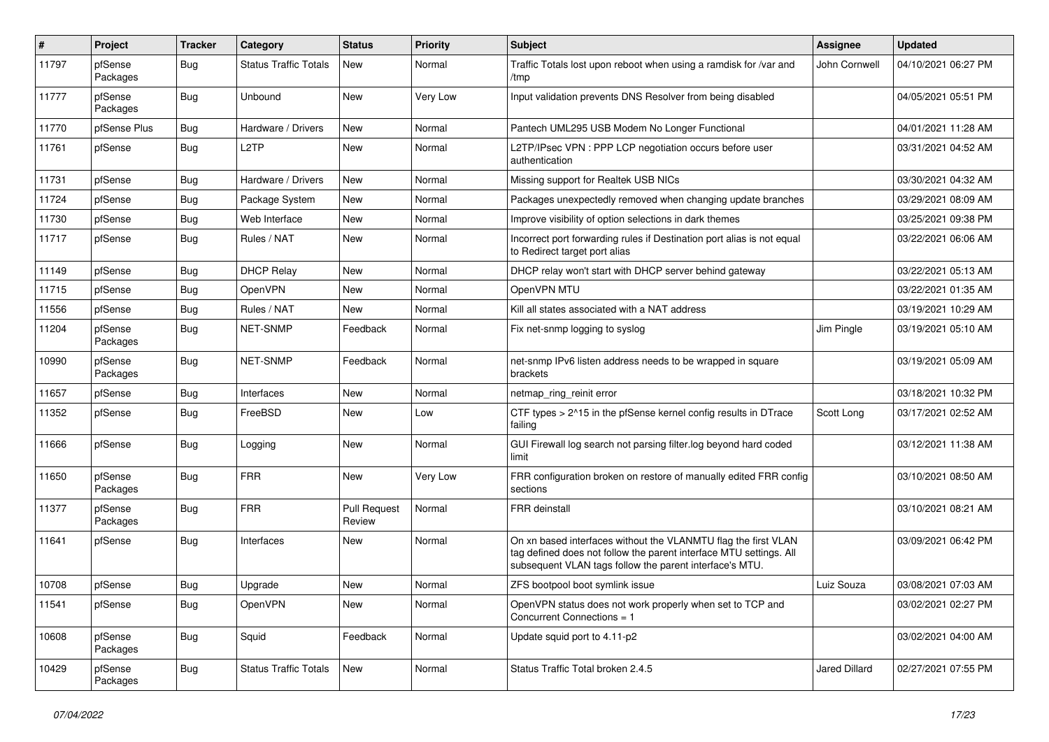| # | Project | Tracker | Category | Status | Priority | Subject | Assignee | Updated |
|---|---|---|---|---|---|---|---|---|
| 11797 | pfSense Packages | Bug | Status Traffic Totals | New | Normal | Traffic Totals lost upon reboot when using a ramdisk for /var and /tmp | John Cornwell | 04/10/2021 06:27 PM |
| 11777 | pfSense Packages | Bug | Unbound | New | Very Low | Input validation prevents DNS Resolver from being disabled | | 04/05/2021 05:51 PM |
| 11770 | pfSense Plus | Bug | Hardware / Drivers | New | Normal | Pantech UML295 USB Modem No Longer Functional | | 04/01/2021 11:28 AM |
| 11761 | pfSense | Bug | L2TP | New | Normal | L2TP/IPsec VPN : PPP LCP negotiation occurs before user authentication | | 03/31/2021 04:52 AM |
| 11731 | pfSense | Bug | Hardware / Drivers | New | Normal | Missing support for Realtek USB NICs | | 03/30/2021 04:32 AM |
| 11724 | pfSense | Bug | Package System | New | Normal | Packages unexpectedly removed when changing update branches | | 03/29/2021 08:09 AM |
| 11730 | pfSense | Bug | Web Interface | New | Normal | Improve visibility of option selections in dark themes | | 03/25/2021 09:38 PM |
| 11717 | pfSense | Bug | Rules / NAT | New | Normal | Incorrect port forwarding rules if Destination port alias is not equal to Redirect target port alias | | 03/22/2021 06:06 AM |
| 11149 | pfSense | Bug | DHCP Relay | New | Normal | DHCP relay won't start with DHCP server behind gateway | | 03/22/2021 05:13 AM |
| 11715 | pfSense | Bug | OpenVPN | New | Normal | OpenVPN MTU | | 03/22/2021 01:35 AM |
| 11556 | pfSense | Bug | Rules / NAT | New | Normal | Kill all states associated with a NAT address | | 03/19/2021 10:29 AM |
| 11204 | pfSense Packages | Bug | NET-SNMP | Feedback | Normal | Fix net-snmp logging to syslog | Jim Pingle | 03/19/2021 05:10 AM |
| 10990 | pfSense Packages | Bug | NET-SNMP | Feedback | Normal | net-snmp IPv6 listen address needs to be wrapped in square brackets | | 03/19/2021 05:09 AM |
| 11657 | pfSense | Bug | Interfaces | New | Normal | netmap_ring_reinit error | | 03/18/2021 10:32 PM |
| 11352 | pfSense | Bug | FreeBSD | New | Low | CTF types > 2^15 in the pfSense kernel config results in DTrace failing | Scott Long | 03/17/2021 02:52 AM |
| 11666 | pfSense | Bug | Logging | New | Normal | GUI Firewall log search not parsing filter.log beyond hard coded limit | | 03/12/2021 11:38 AM |
| 11650 | pfSense Packages | Bug | FRR | New | Very Low | FRR configuration broken on restore of manually edited FRR config sections | | 03/10/2021 08:50 AM |
| 11377 | pfSense Packages | Bug | FRR | Pull Request Review | Normal | FRR deinstall | | 03/10/2021 08:21 AM |
| 11641 | pfSense | Bug | Interfaces | New | Normal | On xn based interfaces without the VLANMTU flag the first VLAN tag defined does not follow the parent interface MTU settings. All subsequent VLAN tags follow the parent interface's MTU. | | 03/09/2021 06:42 PM |
| 10708 | pfSense | Bug | Upgrade | New | Normal | ZFS bootpool boot symlink issue | Luiz Souza | 03/08/2021 07:03 AM |
| 11541 | pfSense | Bug | OpenVPN | New | Normal | OpenVPN status does not work properly when set to TCP and Concurrent Connections = 1 | | 03/02/2021 02:27 PM |
| 10608 | pfSense Packages | Bug | Squid | Feedback | Normal | Update squid port to 4.11-p2 | | 03/02/2021 04:00 AM |
| 10429 | pfSense Packages | Bug | Status Traffic Totals | New | Normal | Status Traffic Total broken 2.4.5 | Jared Dillard | 02/27/2021 07:55 PM |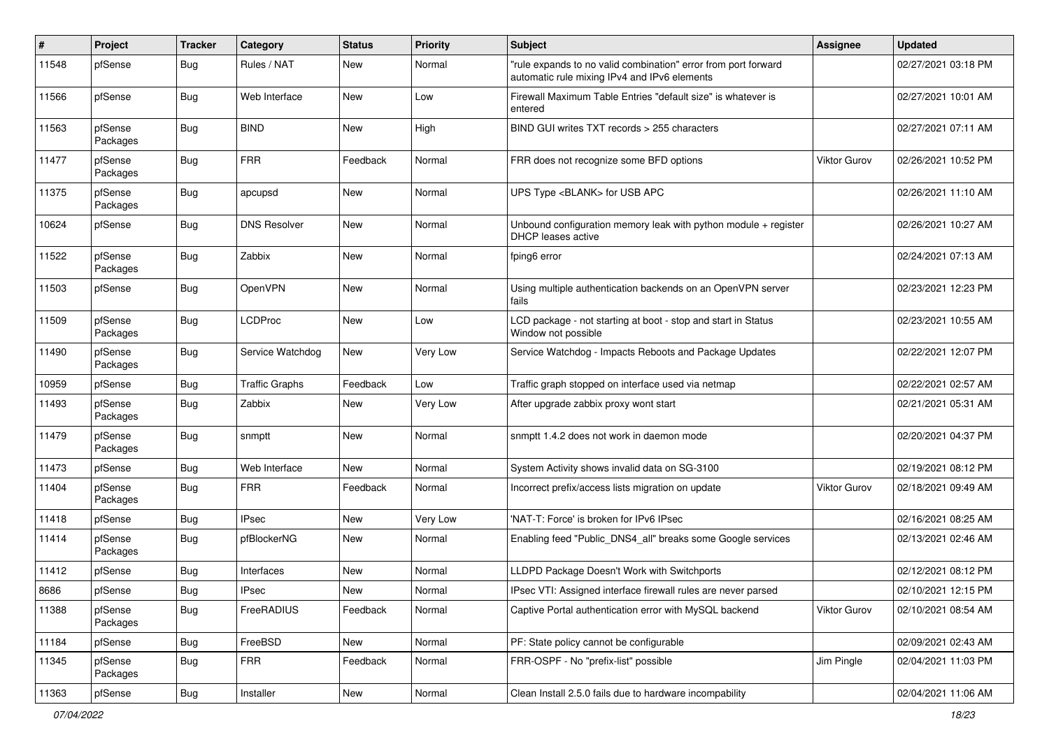| # | Project | Tracker | Category | Status | Priority | Subject | Assignee | Updated |
|---|---|---|---|---|---|---|---|---|
| 11548 | pfSense | Bug | Rules / NAT | New | Normal | "rule expands to no valid combination" error from port forward automatic rule mixing IPv4 and IPv6 elements | | 02/27/2021 03:18 PM |
| 11566 | pfSense | Bug | Web Interface | New | Low | Firewall Maximum Table Entries "default size" is whatever is entered | | 02/27/2021 10:01 AM |
| 11563 | pfSense Packages | Bug | BIND | New | High | BIND GUI writes TXT records > 255 characters | | 02/27/2021 07:11 AM |
| 11477 | pfSense Packages | Bug | FRR | Feedback | Normal | FRR does not recognize some BFD options | Viktor Gurov | 02/26/2021 10:52 PM |
| 11375 | pfSense Packages | Bug | apcupsd | New | Normal | UPS Type <BLANK> for USB APC | | 02/26/2021 11:10 AM |
| 10624 | pfSense | Bug | DNS Resolver | New | Normal | Unbound configuration memory leak with python module + register DHCP leases active | | 02/26/2021 10:27 AM |
| 11522 | pfSense Packages | Bug | Zabbix | New | Normal | fping6 error | | 02/24/2021 07:13 AM |
| 11503 | pfSense | Bug | OpenVPN | New | Normal | Using multiple authentication backends on an OpenVPN server fails | | 02/23/2021 12:23 PM |
| 11509 | pfSense Packages | Bug | LCDProc | New | Low | LCD package - not starting at boot - stop and start in Status Window not possible | | 02/23/2021 10:55 AM |
| 11490 | pfSense Packages | Bug | Service Watchdog | New | Very Low | Service Watchdog - Impacts Reboots and Package Updates | | 02/22/2021 12:07 PM |
| 10959 | pfSense | Bug | Traffic Graphs | Feedback | Low | Traffic graph stopped on interface used via netmap | | 02/22/2021 02:57 AM |
| 11493 | pfSense Packages | Bug | Zabbix | New | Very Low | After upgrade zabbix proxy wont start | | 02/21/2021 05:31 AM |
| 11479 | pfSense Packages | Bug | snmptt | New | Normal | snmptt 1.4.2 does not work in daemon mode | | 02/20/2021 04:37 PM |
| 11473 | pfSense | Bug | Web Interface | New | Normal | System Activity shows invalid data on SG-3100 | | 02/19/2021 08:12 PM |
| 11404 | pfSense Packages | Bug | FRR | Feedback | Normal | Incorrect prefix/access lists migration on update | Viktor Gurov | 02/18/2021 09:49 AM |
| 11418 | pfSense | Bug | IPsec | New | Very Low | 'NAT-T: Force' is broken for IPv6 IPsec | | 02/16/2021 08:25 AM |
| 11414 | pfSense Packages | Bug | pfBlockerNG | New | Normal | Enabling feed "Public_DNS4_all" breaks some Google services | | 02/13/2021 02:46 AM |
| 11412 | pfSense | Bug | Interfaces | New | Normal | LLDPD Package Doesn't Work with Switchports | | 02/12/2021 08:12 PM |
| 8686 | pfSense | Bug | IPsec | New | Normal | IPsec VTI: Assigned interface firewall rules are never parsed | | 02/10/2021 12:15 PM |
| 11388 | pfSense Packages | Bug | FreeRADIUS | Feedback | Normal | Captive Portal authentication error with MySQL backend | Viktor Gurov | 02/10/2021 08:54 AM |
| 11184 | pfSense | Bug | FreeBSD | New | Normal | PF: State policy cannot be configurable | | 02/09/2021 02:43 AM |
| 11345 | pfSense Packages | Bug | FRR | Feedback | Normal | FRR-OSPF - No "prefix-list" possible | Jim Pingle | 02/04/2021 11:03 PM |
| 11363 | pfSense | Bug | Installer | New | Normal | Clean Install 2.5.0 fails due to hardware incompability | | 02/04/2021 11:06 AM |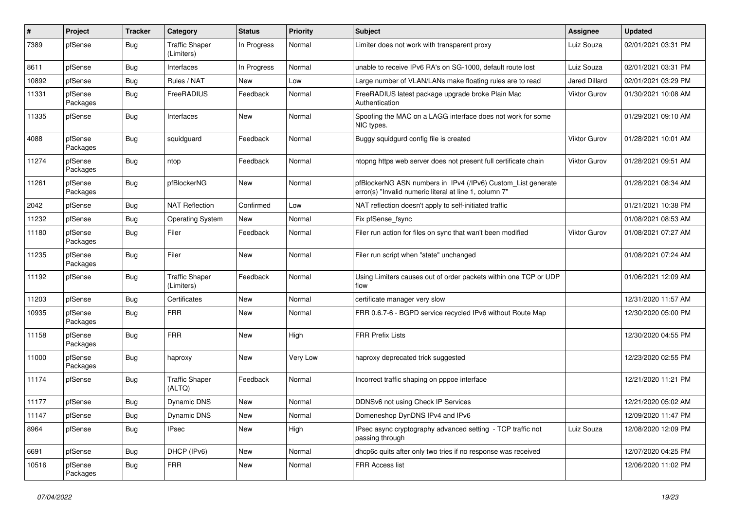| # | Project | Tracker | Category | Status | Priority | Subject | Assignee | Updated |
|---|---|---|---|---|---|---|---|---|
| 7389 | pfSense | Bug | Traffic Shaper (Limiters) | In Progress | Normal | Limiter does not work with transparent proxy | Luiz Souza | 02/01/2021 03:31 PM |
| 8611 | pfSense | Bug | Interfaces | In Progress | Normal | unable to receive IPv6 RA's on SG-1000, default route lost | Luiz Souza | 02/01/2021 03:31 PM |
| 10892 | pfSense | Bug | Rules / NAT | New | Low | Large number of VLAN/LANs make floating rules are to read | Jared Dillard | 02/01/2021 03:29 PM |
| 11331 | pfSense Packages | Bug | FreeRADIUS | Feedback | Normal | FreeRADIUS latest package upgrade broke Plain Mac Authentication | Viktor Gurov | 01/30/2021 10:08 AM |
| 11335 | pfSense | Bug | Interfaces | New | Normal | Spoofing the MAC on a LAGG interface does not work for some NIC types. | | 01/29/2021 09:10 AM |
| 4088 | pfSense Packages | Bug | squidguard | Feedback | Normal | Buggy squidgurd config file is created | Viktor Gurov | 01/28/2021 10:01 AM |
| 11274 | pfSense Packages | Bug | ntop | Feedback | Normal | ntopng https web server does not present full certificate chain | Viktor Gurov | 01/28/2021 09:51 AM |
| 11261 | pfSense Packages | Bug | pfBlockerNG | New | Normal | pfBlockerNG ASN numbers in IPv4 (/IPv6) Custom_List generate error(s) "Invalid numeric literal at line 1, column 7" | | 01/28/2021 08:34 AM |
| 2042 | pfSense | Bug | NAT Reflection | Confirmed | Low | NAT reflection doesn't apply to self-initiated traffic | | 01/21/2021 10:38 PM |
| 11232 | pfSense | Bug | Operating System | New | Normal | Fix pfSense_fsync | | 01/08/2021 08:53 AM |
| 11180 | pfSense Packages | Bug | Filer | Feedback | Normal | Filer run action for files on sync that wan't been modified | Viktor Gurov | 01/08/2021 07:27 AM |
| 11235 | pfSense Packages | Bug | Filer | New | Normal | Filer run script when "state" unchanged | | 01/08/2021 07:24 AM |
| 11192 | pfSense | Bug | Traffic Shaper (Limiters) | Feedback | Normal | Using Limiters causes out of order packets within one TCP or UDP flow | | 01/06/2021 12:09 AM |
| 11203 | pfSense | Bug | Certificates | New | Normal | certificate manager very slow | | 12/31/2020 11:57 AM |
| 10935 | pfSense Packages | Bug | FRR | New | Normal | FRR 0.6.7-6 - BGPD service recycled IPv6 without Route Map | | 12/30/2020 05:00 PM |
| 11158 | pfSense Packages | Bug | FRR | New | High | FRR Prefix Lists | | 12/30/2020 04:55 PM |
| 11000 | pfSense Packages | Bug | haproxy | New | Very Low | haproxy deprecated trick suggested | | 12/23/2020 02:55 PM |
| 11174 | pfSense | Bug | Traffic Shaper (ALTQ) | Feedback | Normal | Incorrect traffic shaping on pppoe interface | | 12/21/2020 11:21 PM |
| 11177 | pfSense | Bug | Dynamic DNS | New | Normal | DDNSv6 not using Check IP Services | | 12/21/2020 05:02 AM |
| 11147 | pfSense | Bug | Dynamic DNS | New | Normal | Domeneshop DynDNS IPv4 and IPv6 | | 12/09/2020 11:47 PM |
| 8964 | pfSense | Bug | IPsec | New | High | IPsec async cryptography advanced setting - TCP traffic not passing through | Luiz Souza | 12/08/2020 12:09 PM |
| 6691 | pfSense | Bug | DHCP (IPv6) | New | Normal | dhcp6c quits after only two tries if no response was received | | 12/07/2020 04:25 PM |
| 10516 | pfSense Packages | Bug | FRR | New | Normal | FRR Access list | | 12/06/2020 11:02 PM |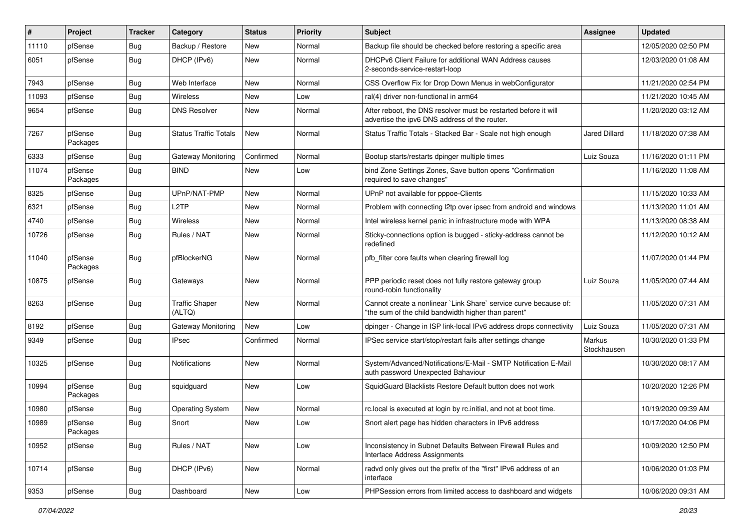| # | Project | Tracker | Category | Status | Priority | Subject | Assignee | Updated |
|---|---|---|---|---|---|---|---|---|
| 11110 | pfSense | Bug | Backup / Restore | New | Normal | Backup file should be checked before restoring a specific area | | 12/05/2020 02:50 PM |
| 6051 | pfSense | Bug | DHCP (IPv6) | New | Normal | DHCPv6 Client Failure for additional WAN Address causes 2-seconds-service-restart-loop | | 12/03/2020 01:08 AM |
| 7943 | pfSense | Bug | Web Interface | New | Normal | CSS Overflow Fix for Drop Down Menus in webConfigurator | | 11/21/2020 02:54 PM |
| 11093 | pfSense | Bug | Wireless | New | Low | ral(4) driver non-functional in arm64 | | 11/21/2020 10:45 AM |
| 9654 | pfSense | Bug | DNS Resolver | New | Normal | After reboot, the DNS resolver must be restarted before it will advertise the ipv6 DNS address of the router. | | 11/20/2020 03:12 AM |
| 7267 | pfSense Packages | Bug | Status Traffic Totals | New | Normal | Status Traffic Totals - Stacked Bar - Scale not high enough | Jared Dillard | 11/18/2020 07:38 AM |
| 6333 | pfSense | Bug | Gateway Monitoring | Confirmed | Normal | Bootup starts/restarts dpinger multiple times | Luiz Souza | 11/16/2020 01:11 PM |
| 11074 | pfSense Packages | Bug | BIND | New | Low | bind Zone Settings Zones, Save button opens "Confirmation required to save changes" | | 11/16/2020 11:08 AM |
| 8325 | pfSense | Bug | UPnP/NAT-PMP | New | Normal | UPnP not available for pppoe-Clients | | 11/15/2020 10:33 AM |
| 6321 | pfSense | Bug | L2TP | New | Normal | Problem with connecting l2tp over ipsec from android and windows | | 11/13/2020 11:01 AM |
| 4740 | pfSense | Bug | Wireless | New | Normal | Intel wireless kernel panic in infrastructure mode with WPA | | 11/13/2020 08:38 AM |
| 10726 | pfSense | Bug | Rules / NAT | New | Normal | Sticky-connections option is bugged - sticky-address cannot be redefined | | 11/12/2020 10:12 AM |
| 11040 | pfSense Packages | Bug | pfBlockerNG | New | Normal | pfb_filter core faults when clearing firewall log | | 11/07/2020 01:44 PM |
| 10875 | pfSense | Bug | Gateways | New | Normal | PPP periodic reset does not fully restore gateway group round-robin functionality | Luiz Souza | 11/05/2020 07:44 AM |
| 8263 | pfSense | Bug | Traffic Shaper (ALTQ) | New | Normal | Cannot create a nonlinear `Link Share` service curve because of: "the sum of the child bandwidth higher than parent" | | 11/05/2020 07:31 AM |
| 8192 | pfSense | Bug | Gateway Monitoring | New | Low | dpinger - Change in ISP link-local IPv6 address drops connectivity | Luiz Souza | 11/05/2020 07:31 AM |
| 9349 | pfSense | Bug | IPsec | Confirmed | Normal | IPSec service start/stop/restart fails after settings change | Markus Stockhausen | 10/30/2020 01:33 PM |
| 10325 | pfSense | Bug | Notifications | New | Normal | System/Advanced/Notifications/E-Mail - SMTP Notification E-Mail auth password Unexpected Bahaviour | | 10/30/2020 08:17 AM |
| 10994 | pfSense Packages | Bug | squidguard | New | Low | SquidGuard Blacklists Restore Default button does not work | | 10/20/2020 12:26 PM |
| 10980 | pfSense | Bug | Operating System | New | Normal | rc.local is executed at login by rc.initial, and not at boot time. | | 10/19/2020 09:39 AM |
| 10989 | pfSense Packages | Bug | Snort | New | Low | Snort alert page has hidden characters in IPv6 address | | 10/17/2020 04:06 PM |
| 10952 | pfSense | Bug | Rules / NAT | New | Low | Inconsistency in Subnet Defaults Between Firewall Rules and Interface Address Assignments | | 10/09/2020 12:50 PM |
| 10714 | pfSense | Bug | DHCP (IPv6) | New | Normal | radvd only gives out the prefix of the "first" IPv6 address of an interface | | 10/06/2020 01:03 PM |
| 9353 | pfSense | Bug | Dashboard | New | Low | PHPSession errors from limited access to dashboard and widgets | | 10/06/2020 09:31 AM |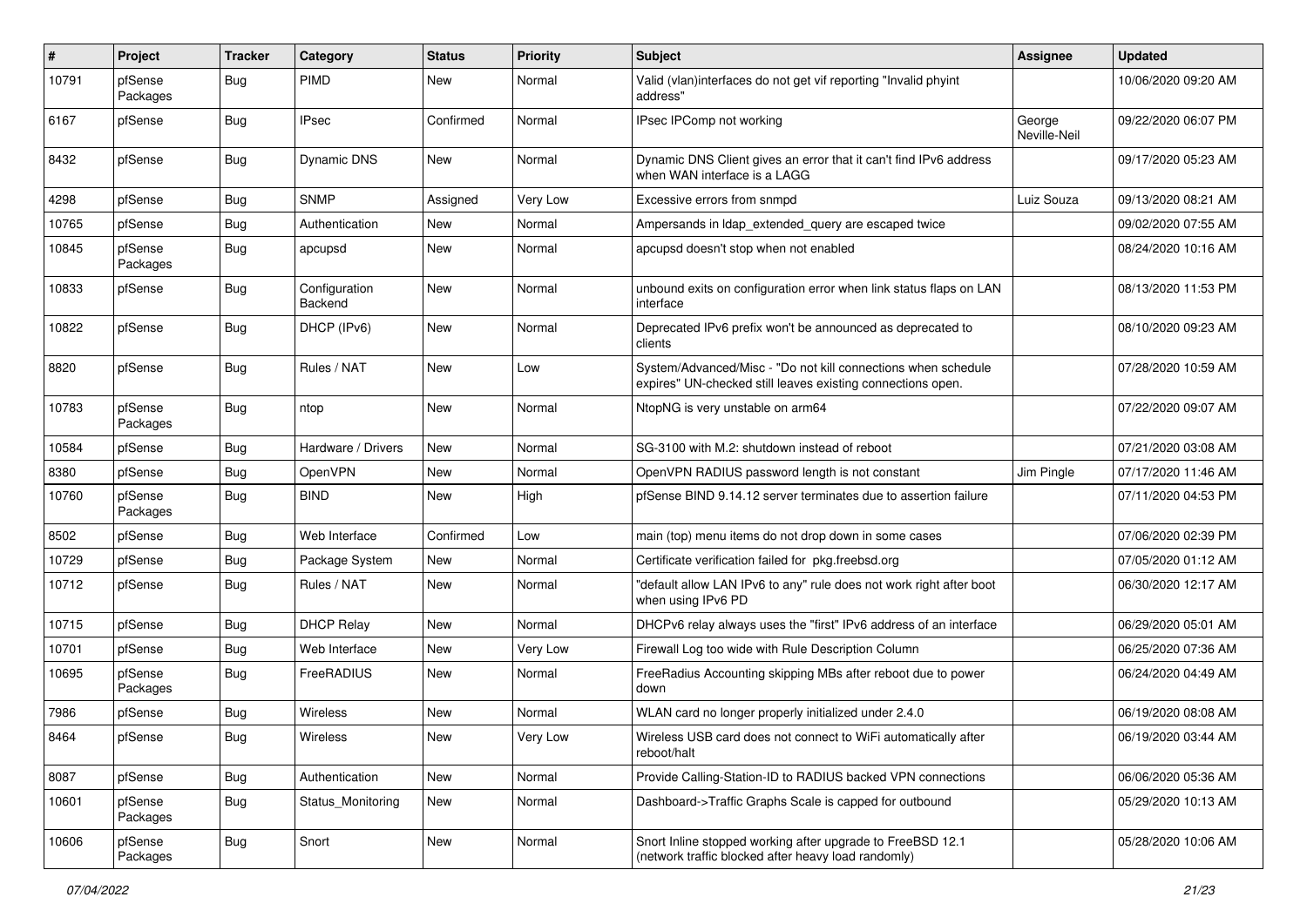| # | Project | Tracker | Category | Status | Priority | Subject | Assignee | Updated |
|---|---|---|---|---|---|---|---|---|
| 10791 | pfSense Packages | Bug | PIMD | New | Normal | Valid (vlan)interfaces do not get vif reporting "Invalid phyint address" | | 10/06/2020 09:20 AM |
| 6167 | pfSense | Bug | IPsec | Confirmed | Normal | IPsec IPComp not working | George Neville-Neil | 09/22/2020 06:07 PM |
| 8432 | pfSense | Bug | Dynamic DNS | New | Normal | Dynamic DNS Client gives an error that it can't find IPv6 address when WAN interface is a LAGG | | 09/17/2020 05:23 AM |
| 4298 | pfSense | Bug | SNMP | Assigned | Very Low | Excessive errors from snmpd | Luiz Souza | 09/13/2020 08:21 AM |
| 10765 | pfSense | Bug | Authentication | New | Normal | Ampersands in ldap_extended_query are escaped twice | | 09/02/2020 07:55 AM |
| 10845 | pfSense Packages | Bug | apcupsd | New | Normal | apcupsd doesn't stop when not enabled | | 08/24/2020 10:16 AM |
| 10833 | pfSense | Bug | Configuration Backend | New | Normal | unbound exits on configuration error when link status flaps on LAN interface | | 08/13/2020 11:53 PM |
| 10822 | pfSense | Bug | DHCP (IPv6) | New | Normal | Deprecated IPv6 prefix won't be announced as deprecated to clients | | 08/10/2020 09:23 AM |
| 8820 | pfSense | Bug | Rules / NAT | New | Low | System/Advanced/Misc - "Do not kill connections when schedule expires" UN-checked still leaves existing connections open. | | 07/28/2020 10:59 AM |
| 10783 | pfSense Packages | Bug | ntop | New | Normal | NtopNG is very unstable on arm64 | | 07/22/2020 09:07 AM |
| 10584 | pfSense | Bug | Hardware / Drivers | New | Normal | SG-3100 with M.2: shutdown instead of reboot | | 07/21/2020 03:08 AM |
| 8380 | pfSense | Bug | OpenVPN | New | Normal | OpenVPN RADIUS password length is not constant | Jim Pingle | 07/17/2020 11:46 AM |
| 10760 | pfSense Packages | Bug | BIND | New | High | pfSense BIND 9.14.12 server terminates due to assertion failure | | 07/11/2020 04:53 PM |
| 8502 | pfSense | Bug | Web Interface | Confirmed | Low | main (top) menu items do not drop down in some cases | | 07/06/2020 02:39 PM |
| 10729 | pfSense | Bug | Package System | New | Normal | Certificate verification failed for pkg.freebsd.org | | 07/05/2020 01:12 AM |
| 10712 | pfSense | Bug | Rules / NAT | New | Normal | "default allow LAN IPv6 to any" rule does not work right after boot when using IPv6 PD | | 06/30/2020 12:17 AM |
| 10715 | pfSense | Bug | DHCP Relay | New | Normal | DHCPv6 relay always uses the "first" IPv6 address of an interface | | 06/29/2020 05:01 AM |
| 10701 | pfSense | Bug | Web Interface | New | Very Low | Firewall Log too wide with Rule Description Column | | 06/25/2020 07:36 AM |
| 10695 | pfSense Packages | Bug | FreeRADIUS | New | Normal | FreeRadius Accounting skipping MBs after reboot due to power down | | 06/24/2020 04:49 AM |
| 7986 | pfSense | Bug | Wireless | New | Normal | WLAN card no longer properly initialized under 2.4.0 | | 06/19/2020 08:08 AM |
| 8464 | pfSense | Bug | Wireless | New | Very Low | Wireless USB card does not connect to WiFi automatically after reboot/halt | | 06/19/2020 03:44 AM |
| 8087 | pfSense | Bug | Authentication | New | Normal | Provide Calling-Station-ID to RADIUS backed VPN connections | | 06/06/2020 05:36 AM |
| 10601 | pfSense Packages | Bug | Status_Monitoring | New | Normal | Dashboard->Traffic Graphs Scale is capped for outbound | | 05/29/2020 10:13 AM |
| 10606 | pfSense Packages | Bug | Snort | New | Normal | Snort Inline stopped working after upgrade to FreeBSD 12.1 (network traffic blocked after heavy load randomly) | | 05/28/2020 10:06 AM |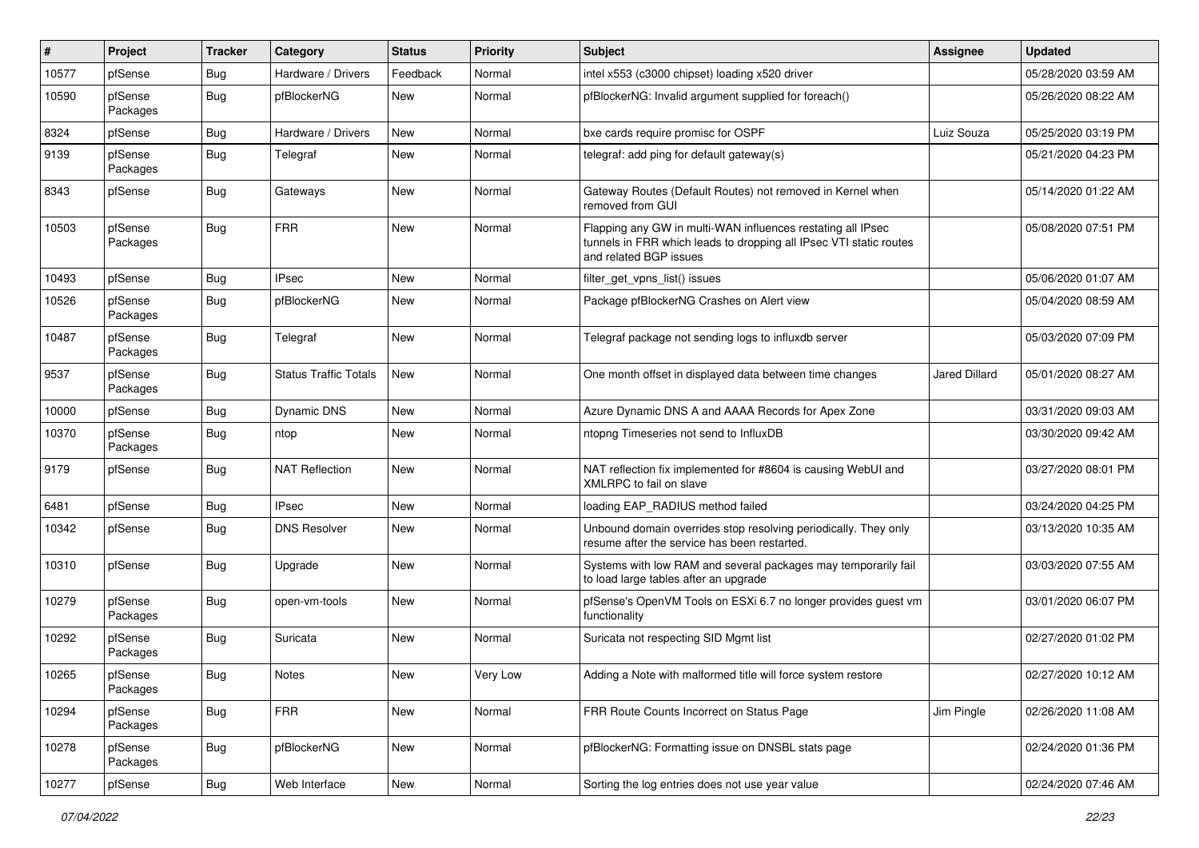| # | Project | Tracker | Category | Status | Priority | Subject | Assignee | Updated |
|---|---|---|---|---|---|---|---|---|
| 10577 | pfSense | Bug | Hardware / Drivers | Feedback | Normal | intel x553 (c3000 chipset) loading x520 driver | | 05/28/2020 03:59 AM |
| 10590 | pfSense Packages | Bug | pfBlockerNG | New | Normal | pfBlockerNG: Invalid argument supplied for foreach() | | 05/26/2020 08:22 AM |
| 8324 | pfSense | Bug | Hardware / Drivers | New | Normal | bxe cards require promisc for OSPF | Luiz Souza | 05/25/2020 03:19 PM |
| 9139 | pfSense Packages | Bug | Telegraf | New | Normal | telegraf: add ping for default gateway(s) | | 05/21/2020 04:23 PM |
| 8343 | pfSense | Bug | Gateways | New | Normal | Gateway Routes (Default Routes) not removed in Kernel when removed from GUI | | 05/14/2020 01:22 AM |
| 10503 | pfSense Packages | Bug | FRR | New | Normal | Flapping any GW in multi-WAN influences restating all IPsec tunnels in FRR which leads to dropping all IPsec VTI static routes and related BGP issues | | 05/08/2020 07:51 PM |
| 10493 | pfSense | Bug | IPsec | New | Normal | filter_get_vpns_list() issues | | 05/06/2020 01:07 AM |
| 10526 | pfSense Packages | Bug | pfBlockerNG | New | Normal | Package pfBlockerNG Crashes on Alert view | | 05/04/2020 08:59 AM |
| 10487 | pfSense Packages | Bug | Telegraf | New | Normal | Telegraf package not sending logs to influxdb server | | 05/03/2020 07:09 PM |
| 9537 | pfSense Packages | Bug | Status Traffic Totals | New | Normal | One month offset in displayed data between time changes | Jared Dillard | 05/01/2020 08:27 AM |
| 10000 | pfSense | Bug | Dynamic DNS | New | Normal | Azure Dynamic DNS A and AAAA Records for Apex Zone | | 03/31/2020 09:03 AM |
| 10370 | pfSense Packages | Bug | ntop | New | Normal | ntopng Timeseries not send to InfluxDB | | 03/30/2020 09:42 AM |
| 9179 | pfSense | Bug | NAT Reflection | New | Normal | NAT reflection fix implemented for #8604 is causing WebUI and XMLRPC to fail on slave | | 03/27/2020 08:01 PM |
| 6481 | pfSense | Bug | IPsec | New | Normal | loading EAP_RADIUS method failed | | 03/24/2020 04:25 PM |
| 10342 | pfSense | Bug | DNS Resolver | New | Normal | Unbound domain overrides stop resolving periodically. They only resume after the service has been restarted. | | 03/13/2020 10:35 AM |
| 10310 | pfSense | Bug | Upgrade | New | Normal | Systems with low RAM and several packages may temporarily fail to load large tables after an upgrade | | 03/03/2020 07:55 AM |
| 10279 | pfSense Packages | Bug | open-vm-tools | New | Normal | pfSense's OpenVM Tools on ESXi 6.7 no longer provides guest vm functionality | | 03/01/2020 06:07 PM |
| 10292 | pfSense Packages | Bug | Suricata | New | Normal | Suricata not respecting SID Mgmt list | | 02/27/2020 01:02 PM |
| 10265 | pfSense Packages | Bug | Notes | New | Very Low | Adding a Note with malformed title will force system restore | | 02/27/2020 10:12 AM |
| 10294 | pfSense Packages | Bug | FRR | New | Normal | FRR Route Counts Incorrect on Status Page | Jim Pingle | 02/26/2020 11:08 AM |
| 10278 | pfSense Packages | Bug | pfBlockerNG | New | Normal | pfBlockerNG: Formatting issue on DNSBL stats page | | 02/24/2020 01:36 PM |
| 10277 | pfSense | Bug | Web Interface | New | Normal | Sorting the log entries does not use year value | | 02/24/2020 07:46 AM |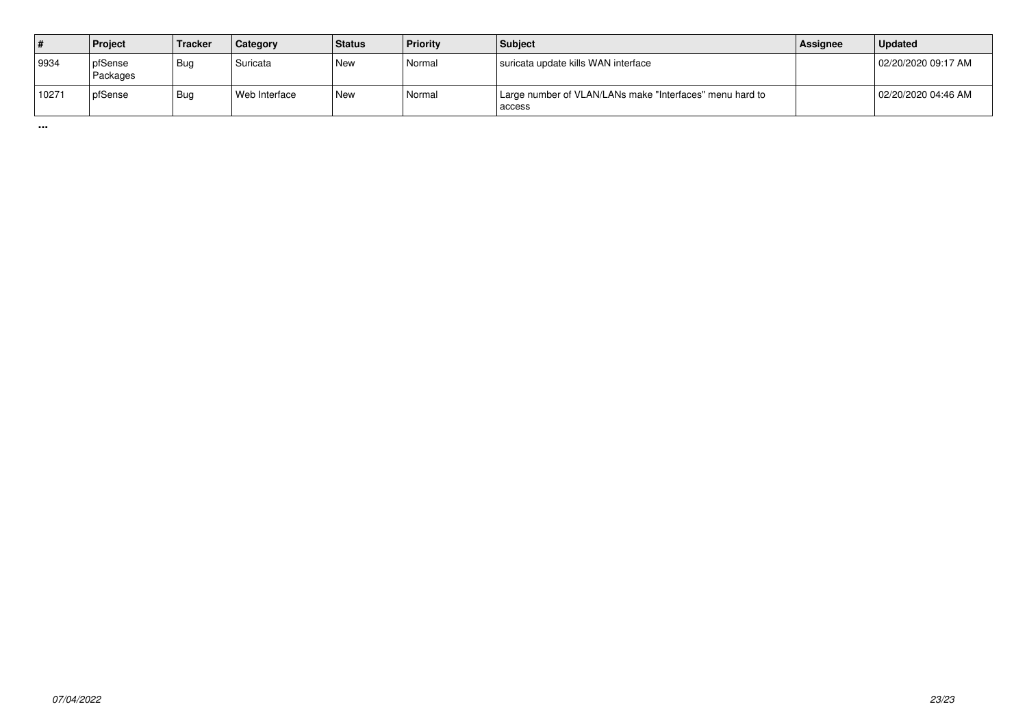| # | Project | Tracker | Category | Status | Priority | Subject | Assignee | Updated |
|---|---|---|---|---|---|---|---|---|
| 9934 | pfSense Packages | Bug | Suricata | New | Normal | suricata update kills WAN interface | | 02/20/2020 09:17 AM |
| 10271 | pfSense | Bug | Web Interface | New | Normal | Large number of VLAN/LANs make "Interfaces" menu hard to access | | 02/20/2020 04:46 AM |

**...**